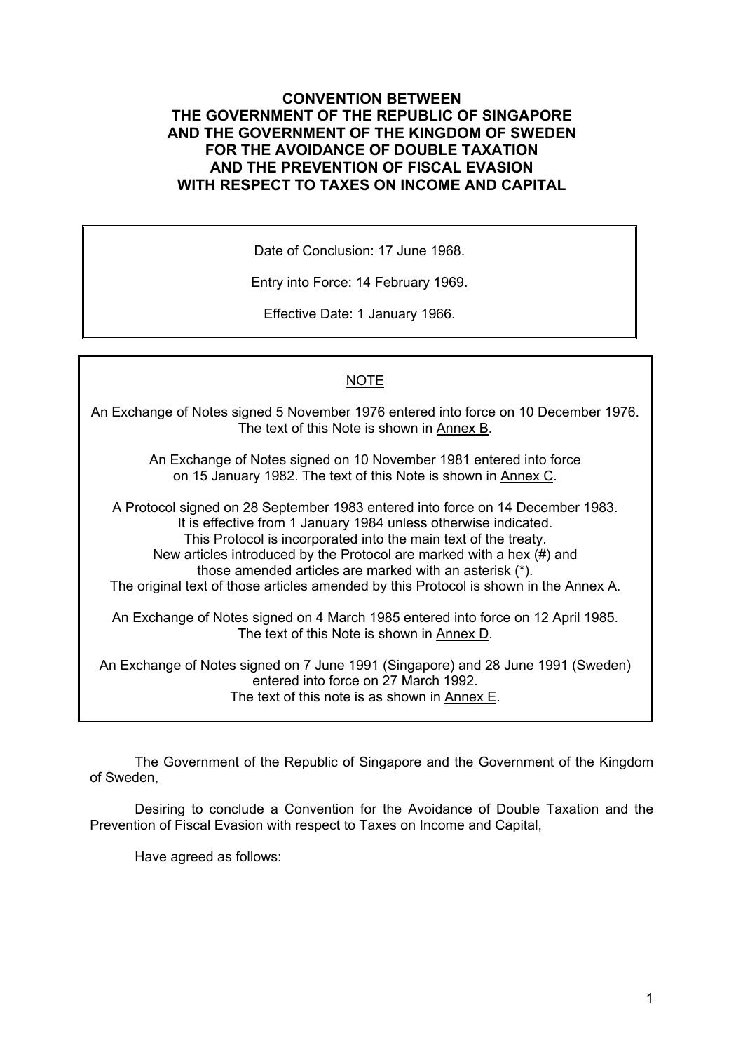# CONVENTION BETWEEN THE GOVERNMENT OF THE REPUBLIC OF SINGAPORE AND THE GOVERNMENT OF THE KINGDOM OF SWEDEN FOR THE AVOIDANCE OF DOUBLE TAXATION AND THE PREVENTION OF FISCAL EVASION WITH RESPECT TO TAXES ON INCOME AND CAPITAL

Date of Conclusion: 17 June 1968.

Entry into Force: 14 February 1969.

Effective Date: 1 January 1966.

NOTE

An Exchange of Notes signed 5 November 1976 entered into force on 10 December 1976. The text of this Note is shown in Annex B.

An Exchange of Notes signed on 10 November 1981 entered into force on 15 January 1982. The text of this Note is shown in Annex C.

A Protocol signed on 28 September 1983 entered into force on 14 December 1983. It is effective from 1 January 1984 unless otherwise indicated. This Protocol is incorporated into the main text of the treaty. New articles introduced by the Protocol are marked with a hex (#) and those amended articles are marked with an asterisk (*). The original text of those articles amended by this Protocol is shown in the Annex A.

An Exchange of Notes signed on 4 March 1985 entered into force on 12 April 1985. The text of this Note is shown in Annex D.

An Exchange of Notes signed on 7 June 1991 (Singapore) and 28 June 1991 (Sweden) entered into force on 27 March 1992. The text of this note is as shown in Annex E.

The Government of the Republic of Singapore and the Government of the Kingdom of Sweden,

Desiring to conclude a Convention for the Avoidance of Double Taxation and the Prevention of Fiscal Evasion with respect to Taxes on Income and Capital,

Have agreed as follows: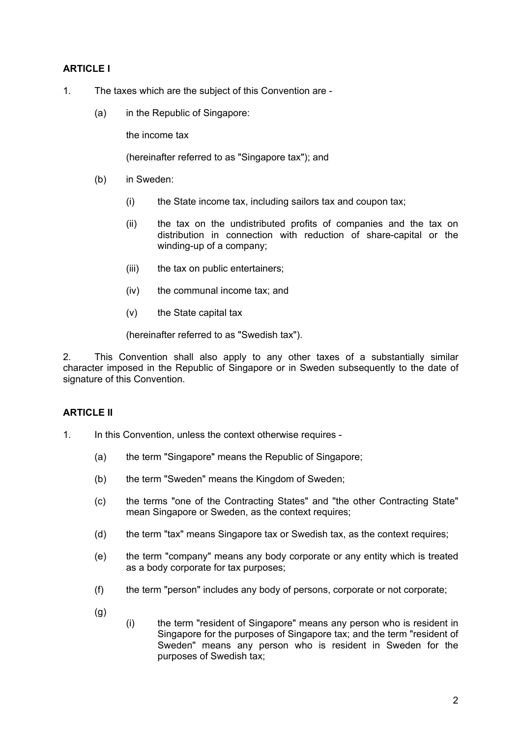## ARTICLE I

1. The taxes which are the subject of this Convention are -

   (a) in the Republic of Singapore:

   the income tax

   (hereinafter referred to as "Singapore tax"); and

   (b) in Sweden:

   (i) the State income tax, including sailors tax and coupon tax;

   (ii) the tax on the undistributed profits of companies and the tax on distribution in connection with reduction of share-capital or the winding-up of a company;

   (iii) the tax on public entertainers;

   (iv) the communal income tax; and

   (v) the State capital tax

   (hereinafter referred to as "Swedish tax").

2. This Convention shall also apply to any other taxes of a substantially similar character imposed in the Republic of Singapore or in Sweden subsequently to the date of signature of this Convention.

## ARTICLE II

1. In this Convention, unless the context otherwise requires -

   (a) the term "Singapore" means the Republic of Singapore;

   (b) the term "Sweden" means the Kingdom of Sweden;

   (c) the terms "one of the Contracting States" and "the other Contracting State" mean Singapore or Sweden, as the context requires;

   (d) the term "tax" means Singapore tax or Swedish tax, as the context requires;

   (e) the term "company" means any body corporate or any entity which is treated as a body corporate for tax purposes;

   (f) the term "person" includes any body of persons, corporate or not corporate;

   (g)

   (i) the term "resident of Singapore" means any person who is resident in Singapore for the purposes of Singapore tax; and the term "resident of Sweden" means any person who is resident in Sweden for the purposes of Swedish tax;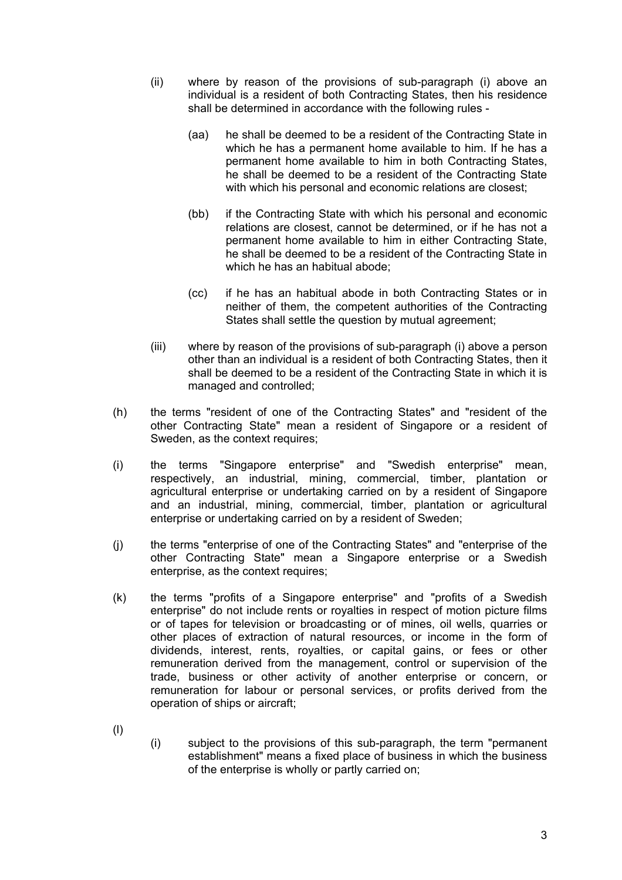(ii) where by reason of the provisions of sub-paragraph (i) above an individual is a resident of both Contracting States, then his residence shall be determined in accordance with the following rules -

(aa) he shall be deemed to be a resident of the Contracting State in which he has a permanent home available to him. If he has a permanent home available to him in both Contracting States, he shall be deemed to be a resident of the Contracting State with which his personal and economic relations are closest;

(bb) if the Contracting State with which his personal and economic relations are closest, cannot be determined, or if he has not a permanent home available to him in either Contracting State, he shall be deemed to be a resident of the Contracting State in which he has an habitual abode;

(cc) if he has an habitual abode in both Contracting States or in neither of them, the competent authorities of the Contracting States shall settle the question by mutual agreement;

(iii) where by reason of the provisions of sub-paragraph (i) above a person other than an individual is a resident of both Contracting States, then it shall be deemed to be a resident of the Contracting State in which it is managed and controlled;

(h) the terms "resident of one of the Contracting States" and "resident of the other Contracting State" mean a resident of Singapore or a resident of Sweden, as the context requires;

(i) the terms "Singapore enterprise" and "Swedish enterprise" mean, respectively, an industrial, mining, commercial, timber, plantation or agricultural enterprise or undertaking carried on by a resident of Singapore and an industrial, mining, commercial, timber, plantation or agricultural enterprise or undertaking carried on by a resident of Sweden;

(j) the terms "enterprise of one of the Contracting States" and "enterprise of the other Contracting State" mean a Singapore enterprise or a Swedish enterprise, as the context requires;

(k) the terms "profits of a Singapore enterprise" and "profits of a Swedish enterprise" do not include rents or royalties in respect of motion picture films or of tapes for television or broadcasting or of mines, oil wells, quarries or other places of extraction of natural resources, or income in the form of dividends, interest, rents, royalties, or capital gains, or fees or other remuneration derived from the management, control or supervision of the trade, business or other activity of another enterprise or concern, or remuneration for labour or personal services, or profits derived from the operation of ships or aircraft;

(l)

(i) subject to the provisions of this sub-paragraph, the term "permanent establishment" means a fixed place of business in which the business of the enterprise is wholly or partly carried on;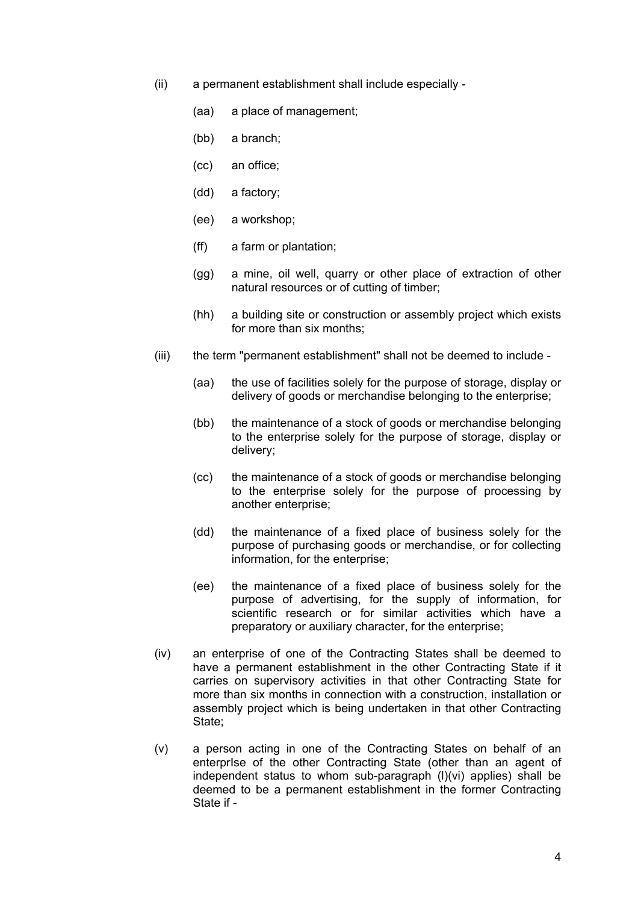(ii) a permanent establishment shall include especially -

  (aa) a place of management;

  (bb) a branch;

  (cc) an office;

  (dd) a factory;

  (ee) a workshop;

  (ff) a farm or plantation;

  (gg) a mine, oil well, quarry or other place of extraction of other natural resources or of cutting of timber;

  (hh) a building site or construction or assembly project which exists for more than six months;

(iii) the term "permanent establishment" shall not be deemed to include -

  (aa) the use of facilities solely for the purpose of storage, display or delivery of goods or merchandise belonging to the enterprise;

  (bb) the maintenance of a stock of goods or merchandise belonging to the enterprise solely for the purpose of storage, display or delivery;

  (cc) the maintenance of a stock of goods or merchandise belonging to the enterprise solely for the purpose of processing by another enterprise;

  (dd) the maintenance of a fixed place of business solely for the purpose of purchasing goods or merchandise, or for collecting information, for the enterprise;

  (ee) the maintenance of a fixed place of business solely for the purpose of advertising, for the supply of information, for scientific research or for similar activities which have a preparatory or auxiliary character, for the enterprise;

(iv) an enterprise of one of the Contracting States shall be deemed to have a permanent establishment in the other Contracting State if it carries on supervisory activities in that other Contracting State for more than six months in connection with a construction, installation or assembly project which is being undertaken in that other Contracting State;

(v) a person acting in one of the Contracting States on behalf of an enterprIse of the other Contracting State (other than an agent of independent status to whom sub-paragraph (l)(vi) applies) shall be deemed to be a permanent establishment in the former Contracting State if -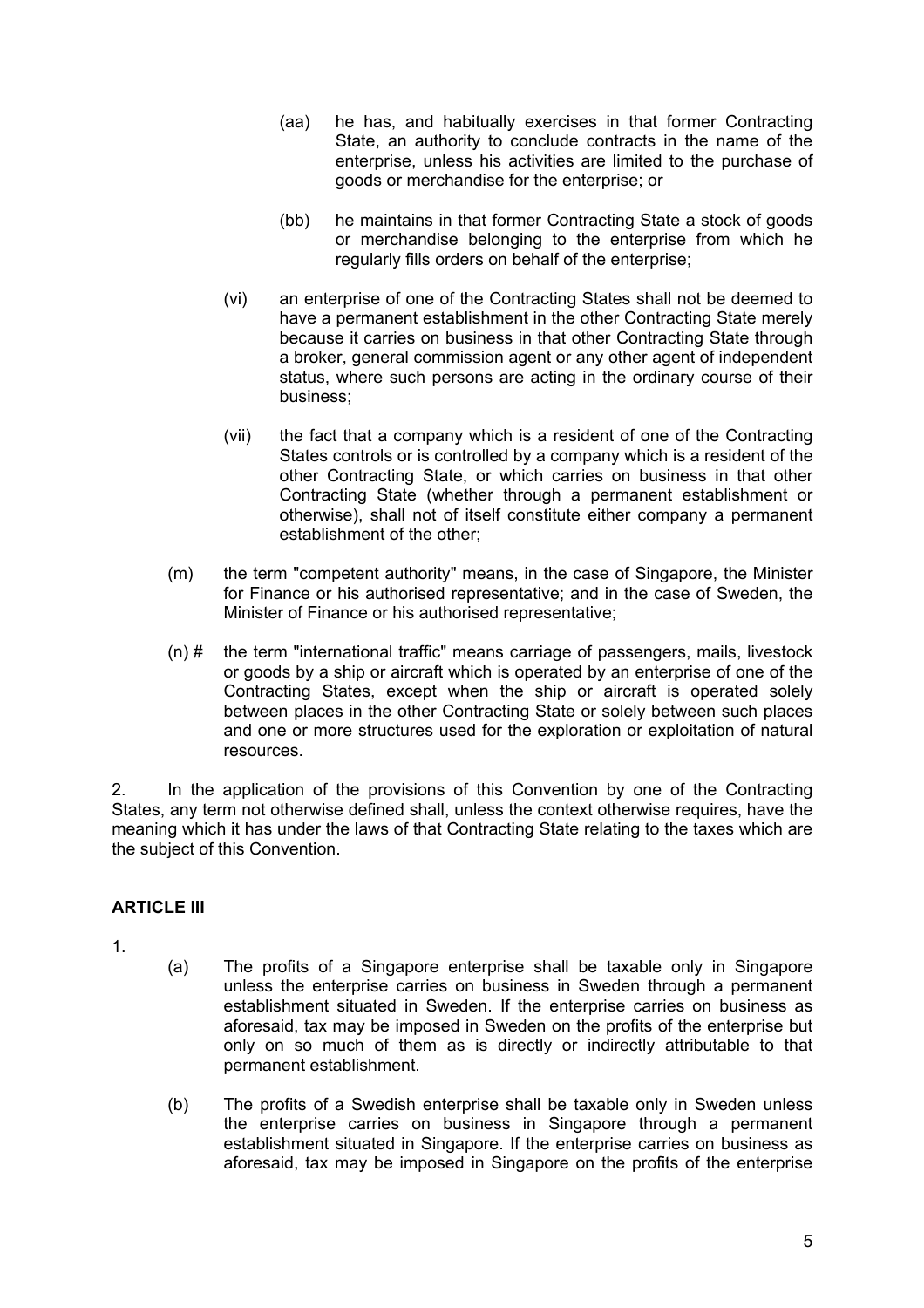(aa) he has, and habitually exercises in that former Contracting State, an authority to conclude contracts in the name of the enterprise, unless his activities are limited to the purchase of goods or merchandise for the enterprise; or

(bb) he maintains in that former Contracting State a stock of goods or merchandise belonging to the enterprise from which he regularly fills orders on behalf of the enterprise;

(vi) an enterprise of one of the Contracting States shall not be deemed to have a permanent establishment in the other Contracting State merely because it carries on business in that other Contracting State through a broker, general commission agent or any other agent of independent status, where such persons are acting in the ordinary course of their business;

(vii) the fact that a company which is a resident of one of the Contracting States controls or is controlled by a company which is a resident of the other Contracting State, or which carries on business in that other Contracting State (whether through a permanent establishment or otherwise), shall not of itself constitute either company a permanent establishment of the other;

(m) the term "competent authority" means, in the case of Singapore, the Minister for Finance or his authorised representative; and in the case of Sweden, the Minister of Finance or his authorised representative;

(n) # the term "international traffic" means carriage of passengers, mails, livestock or goods by a ship or aircraft which is operated by an enterprise of one of the Contracting States, except when the ship or aircraft is operated solely between places in the other Contracting State or solely between such places and one or more structures used for the exploration or exploitation of natural resources.

2. In the application of the provisions of this Convention by one of the Contracting States, any term not otherwise defined shall, unless the context otherwise requires, have the meaning which it has under the laws of that Contracting State relating to the taxes which are the subject of this Convention.

**ARTICLE III**

1.

(a) The profits of a Singapore enterprise shall be taxable only in Singapore unless the enterprise carries on business in Sweden through a permanent establishment situated in Sweden. If the enterprise carries on business as aforesaid, tax may be imposed in Sweden on the profits of the enterprise but only on so much of them as is directly or indirectly attributable to that permanent establishment.

(b) The profits of a Swedish enterprise shall be taxable only in Sweden unless the enterprise carries on business in Singapore through a permanent establishment situated in Singapore. If the enterprise carries on business as aforesaid, tax may be imposed in Singapore on the profits of the enterprise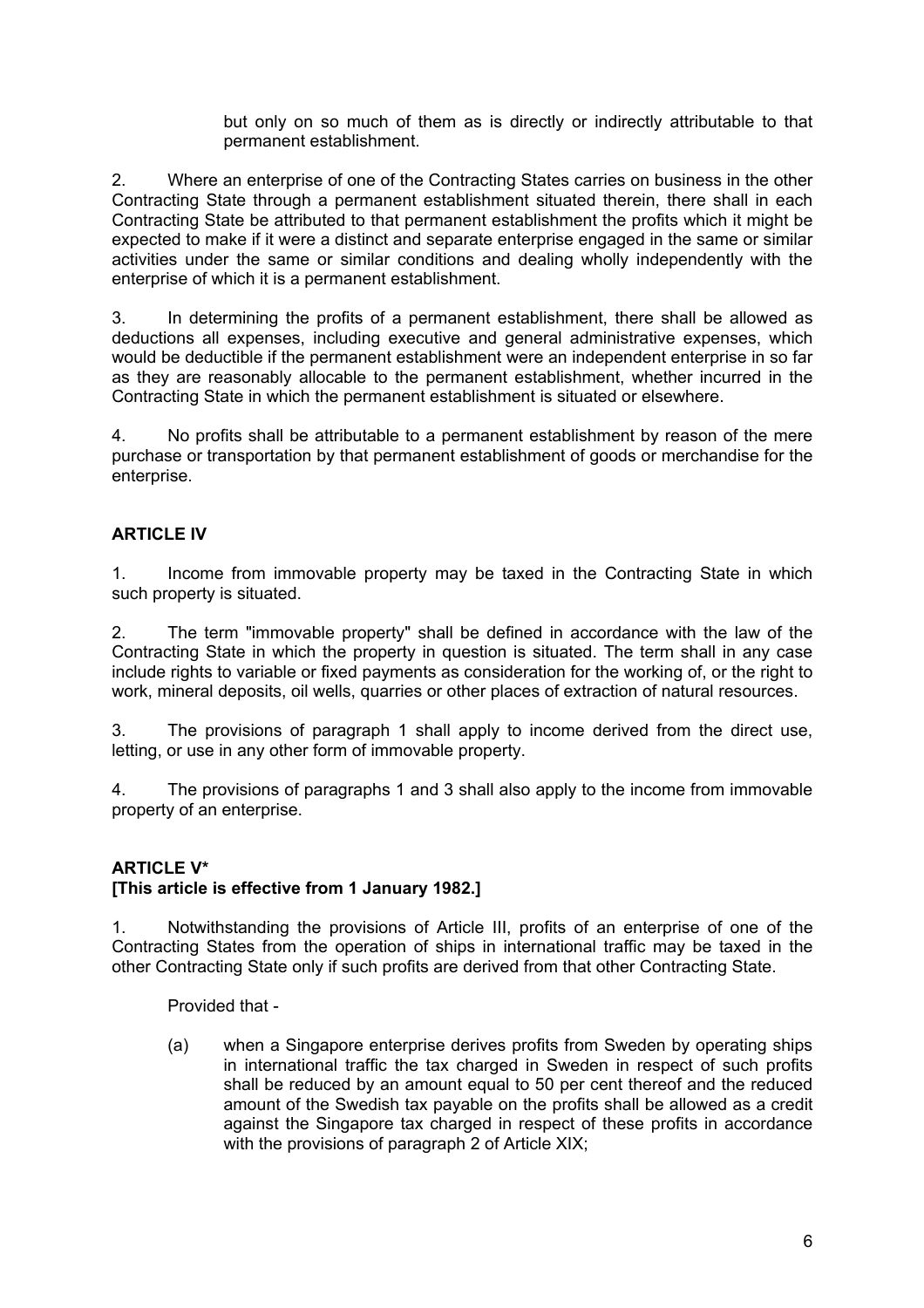but only on so much of them as is directly or indirectly attributable to that permanent establishment.

2. Where an enterprise of one of the Contracting States carries on business in the other Contracting State through a permanent establishment situated therein, there shall in each Contracting State be attributed to that permanent establishment the profits which it might be expected to make if it were a distinct and separate enterprise engaged in the same or similar activities under the same or similar conditions and dealing wholly independently with the enterprise of which it is a permanent establishment.

3. In determining the profits of a permanent establishment, there shall be allowed as deductions all expenses, including executive and general administrative expenses, which would be deductible if the permanent establishment were an independent enterprise in so far as they are reasonably allocable to the permanent establishment, whether incurred in the Contracting State in which the permanent establishment is situated or elsewhere.

4. No profits shall be attributable to a permanent establishment by reason of the mere purchase or transportation by that permanent establishment of goods or merchandise for the enterprise.

**ARTICLE IV**

1. Income from immovable property may be taxed in the Contracting State in which such property is situated.

2. The term "immovable property" shall be defined in accordance with the law of the Contracting State in which the property in question is situated. The term shall in any case include rights to variable or fixed payments as consideration for the working of, or the right to work, mineral deposits, oil wells, quarries or other places of extraction of natural resources.

3. The provisions of paragraph 1 shall apply to income derived from the direct use, letting, or use in any other form of immovable property.

4. The provisions of paragraphs 1 and 3 shall also apply to the income from immovable property of an enterprise.

**ARTICLE V***
**[This article is effective from 1 January 1982.]**

1. Notwithstanding the provisions of Article III, profits of an enterprise of one of the Contracting States from the operation of ships in international traffic may be taxed in the other Contracting State only if such profits are derived from that other Contracting State.

Provided that -

(a) when a Singapore enterprise derives profits from Sweden by operating ships in international traffic the tax charged in Sweden in respect of such profits shall be reduced by an amount equal to 50 per cent thereof and the reduced amount of the Swedish tax payable on the profits shall be allowed as a credit against the Singapore tax charged in respect of these profits in accordance with the provisions of paragraph 2 of Article XIX;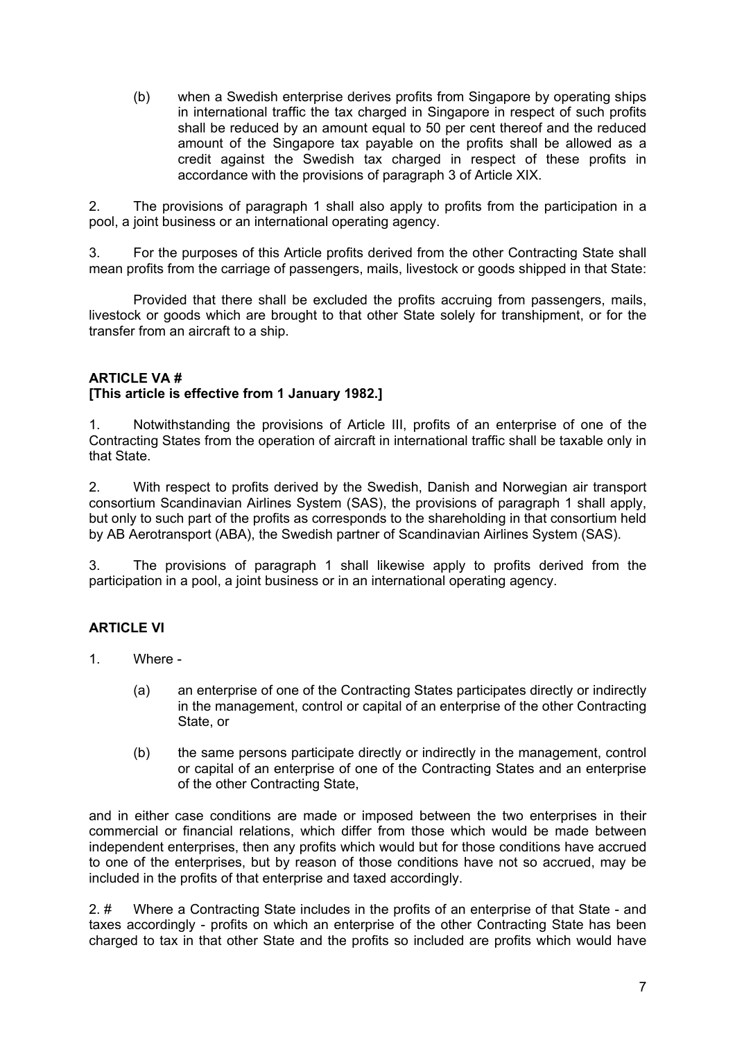(b) when a Swedish enterprise derives profits from Singapore by operating ships in international traffic the tax charged in Singapore in respect of such profits shall be reduced by an amount equal to 50 per cent thereof and the reduced amount of the Singapore tax payable on the profits shall be allowed as a credit against the Swedish tax charged in respect of these profits in accordance with the provisions of paragraph 3 of Article XIX.

2. The provisions of paragraph 1 shall also apply to profits from the participation in a pool, a joint business or an international operating agency.

3. For the purposes of this Article profits derived from the other Contracting State shall mean profits from the carriage of passengers, mails, livestock or goods shipped in that State:

Provided that there shall be excluded the profits accruing from passengers, mails, livestock or goods which are brought to that other State solely for transhipment, or for the transfer from an aircraft to a ship.

**ARTICLE VA #**
**[This article is effective from 1 January 1982.]**

1. Notwithstanding the provisions of Article III, profits of an enterprise of one of the Contracting States from the operation of aircraft in international traffic shall be taxable only in that State.

2. With respect to profits derived by the Swedish, Danish and Norwegian air transport consortium Scandinavian Airlines System (SAS), the provisions of paragraph 1 shall apply, but only to such part of the profits as corresponds to the shareholding in that consortium held by AB Aerotransport (ABA), the Swedish partner of Scandinavian Airlines System (SAS).

3. The provisions of paragraph 1 shall likewise apply to profits derived from the participation in a pool, a joint business or in an international operating agency.

**ARTICLE VI**

1. Where -

(a) an enterprise of one of the Contracting States participates directly or indirectly in the management, control or capital of an enterprise of the other Contracting State, or

(b) the same persons participate directly or indirectly in the management, control or capital of an enterprise of one of the Contracting States and an enterprise of the other Contracting State,

and in either case conditions are made or imposed between the two enterprises in their commercial or financial relations, which differ from those which would be made between independent enterprises, then any profits which would but for those conditions have accrued to one of the enterprises, but by reason of those conditions have not so accrued, may be included in the profits of that enterprise and taxed accordingly.

2. # Where a Contracting State includes in the profits of an enterprise of that State - and taxes accordingly - profits on which an enterprise of the other Contracting State has been charged to tax in that other State and the profits so included are profits which would have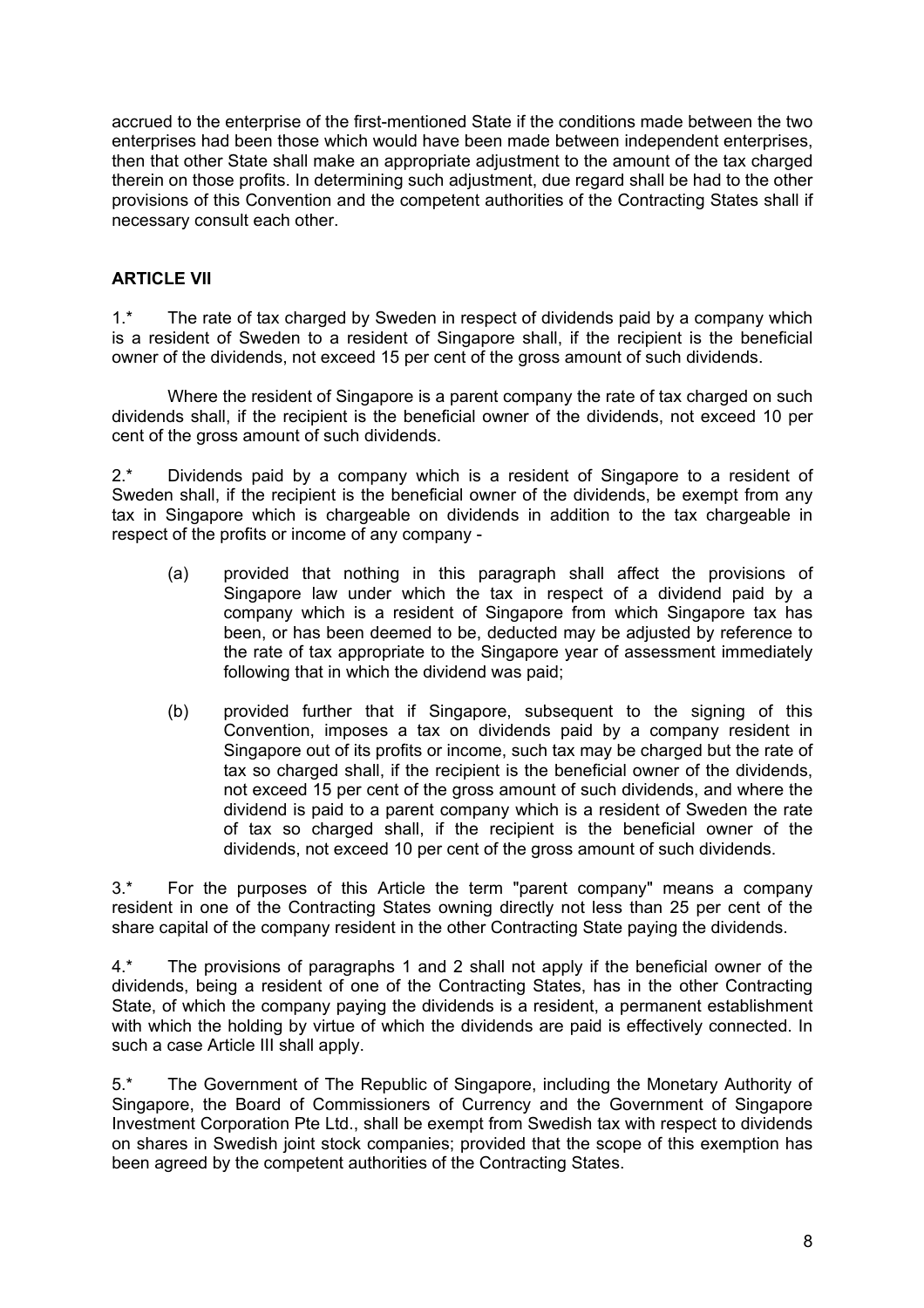accrued to the enterprise of the first-mentioned State if the conditions made between the two enterprises had been those which would have been made between independent enterprises, then that other State shall make an appropriate adjustment to the amount of the tax charged therein on those profits. In determining such adjustment, due regard shall be had to the other provisions of this Convention and the competent authorities of the Contracting States shall if necessary consult each other.

## ARTICLE VII

1.* The rate of tax charged by Sweden in respect of dividends paid by a company which is a resident of Sweden to a resident of Singapore shall, if the recipient is the beneficial owner of the dividends, not exceed 15 per cent of the gross amount of such dividends.

Where the resident of Singapore is a parent company the rate of tax charged on such dividends shall, if the recipient is the beneficial owner of the dividends, not exceed 10 per cent of the gross amount of such dividends.

2.* Dividends paid by a company which is a resident of Singapore to a resident of Sweden shall, if the recipient is the beneficial owner of the dividends, be exempt from any tax in Singapore which is chargeable on dividends in addition to the tax chargeable in respect of the profits or income of any company -

(a) provided that nothing in this paragraph shall affect the provisions of Singapore law under which the tax in respect of a dividend paid by a company which is a resident of Singapore from which Singapore tax has been, or has been deemed to be, deducted may be adjusted by reference to the rate of tax appropriate to the Singapore year of assessment immediately following that in which the dividend was paid;

(b) provided further that if Singapore, subsequent to the signing of this Convention, imposes a tax on dividends paid by a company resident in Singapore out of its profits or income, such tax may be charged but the rate of tax so charged shall, if the recipient is the beneficial owner of the dividends, not exceed 15 per cent of the gross amount of such dividends, and where the dividend is paid to a parent company which is a resident of Sweden the rate of tax so charged shall, if the recipient is the beneficial owner of the dividends, not exceed 10 per cent of the gross amount of such dividends.

3.* For the purposes of this Article the term "parent company" means a company resident in one of the Contracting States owning directly not less than 25 per cent of the share capital of the company resident in the other Contracting State paying the dividends.

4.* The provisions of paragraphs 1 and 2 shall not apply if the beneficial owner of the dividends, being a resident of one of the Contracting States, has in the other Contracting State, of which the company paying the dividends is a resident, a permanent establishment with which the holding by virtue of which the dividends are paid is effectively connected. In such a case Article III shall apply.

5.* The Government of The Republic of Singapore, including the Monetary Authority of Singapore, the Board of Commissioners of Currency and the Government of Singapore Investment Corporation Pte Ltd., shall be exempt from Swedish tax with respect to dividends on shares in Swedish joint stock companies; provided that the scope of this exemption has been agreed by the competent authorities of the Contracting States.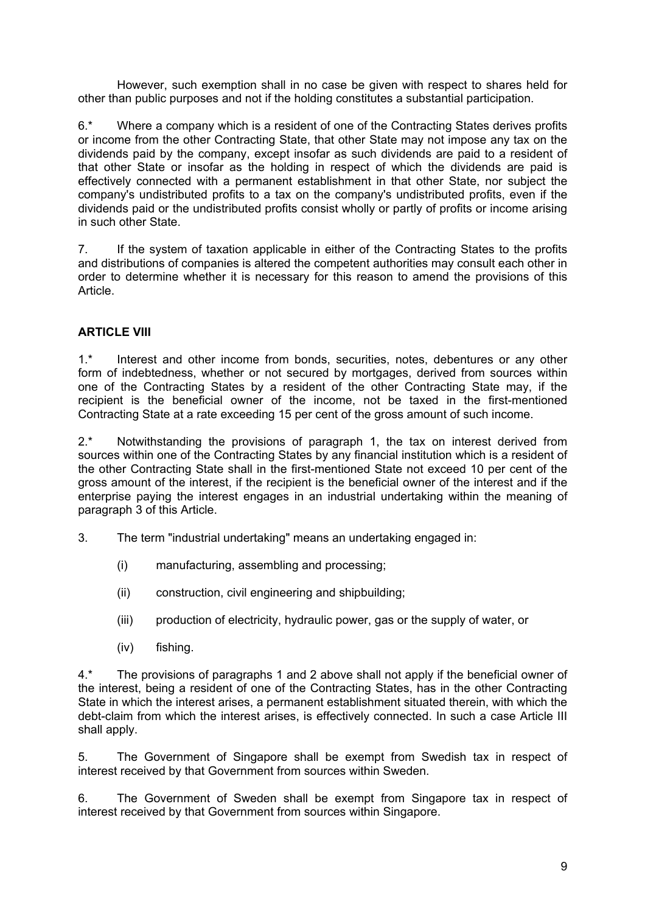However, such exemption shall in no case be given with respect to shares held for other than public purposes and not if the holding constitutes a substantial participation.

6.* Where a company which is a resident of one of the Contracting States derives profits or income from the other Contracting State, that other State may not impose any tax on the dividends paid by the company, except insofar as such dividends are paid to a resident of that other State or insofar as the holding in respect of which the dividends are paid is effectively connected with a permanent establishment in that other State, nor subject the company's undistributed profits to a tax on the company's undistributed profits, even if the dividends paid or the undistributed profits consist wholly or partly of profits or income arising in such other State.

7. If the system of taxation applicable in either of the Contracting States to the profits and distributions of companies is altered the competent authorities may consult each other in order to determine whether it is necessary for this reason to amend the provisions of this Article.

## ARTICLE VIII

1.* Interest and other income from bonds, securities, notes, debentures or any other form of indebtedness, whether or not secured by mortgages, derived from sources within one of the Contracting States by a resident of the other Contracting State may, if the recipient is the beneficial owner of the income, not be taxed in the first-mentioned Contracting State at a rate exceeding 15 per cent of the gross amount of such income.

2.* Notwithstanding the provisions of paragraph 1, the tax on interest derived from sources within one of the Contracting States by any financial institution which is a resident of the other Contracting State shall in the first-mentioned State not exceed 10 per cent of the gross amount of the interest, if the recipient is the beneficial owner of the interest and if the enterprise paying the interest engages in an industrial undertaking within the meaning of paragraph 3 of this Article.

3. The term "industrial undertaking" means an undertaking engaged in:

(i) manufacturing, assembling and processing;

(ii) construction, civil engineering and shipbuilding;

(iii) production of electricity, hydraulic power, gas or the supply of water, or

(iv) fishing.

4.* The provisions of paragraphs 1 and 2 above shall not apply if the beneficial owner of the interest, being a resident of one of the Contracting States, has in the other Contracting State in which the interest arises, a permanent establishment situated therein, with which the debt-claim from which the interest arises, is effectively connected. In such a case Article III shall apply.

5. The Government of Singapore shall be exempt from Swedish tax in respect of interest received by that Government from sources within Sweden.

6. The Government of Sweden shall be exempt from Singapore tax in respect of interest received by that Government from sources within Singapore.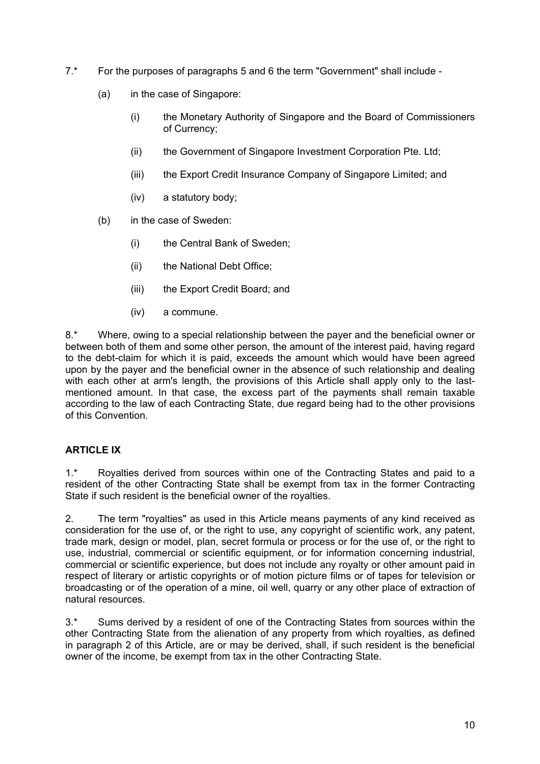7.* For the purposes of paragraphs 5 and 6 the term "Government" shall include -

(a) in the case of Singapore:

(i) the Monetary Authority of Singapore and the Board of Commissioners of Currency;

(ii) the Government of Singapore Investment Corporation Pte. Ltd;

(iii) the Export Credit Insurance Company of Singapore Limited; and

(iv) a statutory body;

(b) in the case of Sweden:

(i) the Central Bank of Sweden;

(ii) the National Debt Office;

(iii) the Export Credit Board; and

(iv) a commune.

8.* Where, owing to a special relationship between the payer and the beneficial owner or between both of them and some other person, the amount of the interest paid, having regard to the debt-claim for which it is paid, exceeds the amount which would have been agreed upon by the payer and the beneficial owner in the absence of such relationship and dealing with each other at arm's length, the provisions of this Article shall apply only to the last-mentioned amount. In that case, the excess part of the payments shall remain taxable according to the law of each Contracting State, due regard being had to the other provisions of this Convention.

## ARTICLE IX

1.* Royalties derived from sources within one of the Contracting States and paid to a resident of the other Contracting State shall be exempt from tax in the former Contracting State if such resident is the beneficial owner of the royalties.

2. The term "royalties" as used in this Article means payments of any kind received as consideration for the use of, or the right to use, any copyright of scientific work, any patent, trade mark, design or model, plan, secret formula or process or for the use of, or the right to use, industrial, commercial or scientific equipment, or for information concerning industrial, commercial or scientific experience, but does not include any royalty or other amount paid in respect of literary or artistic copyrights or of motion picture films or of tapes for television or broadcasting or of the operation of a mine, oil well, quarry or any other place of extraction of natural resources.

3.* Sums derived by a resident of one of the Contracting States from sources within the other Contracting State from the alienation of any property from which royalties, as defined in paragraph 2 of this Article, are or may be derived, shall, if such resident is the beneficial owner of the income, be exempt from tax in the other Contracting State.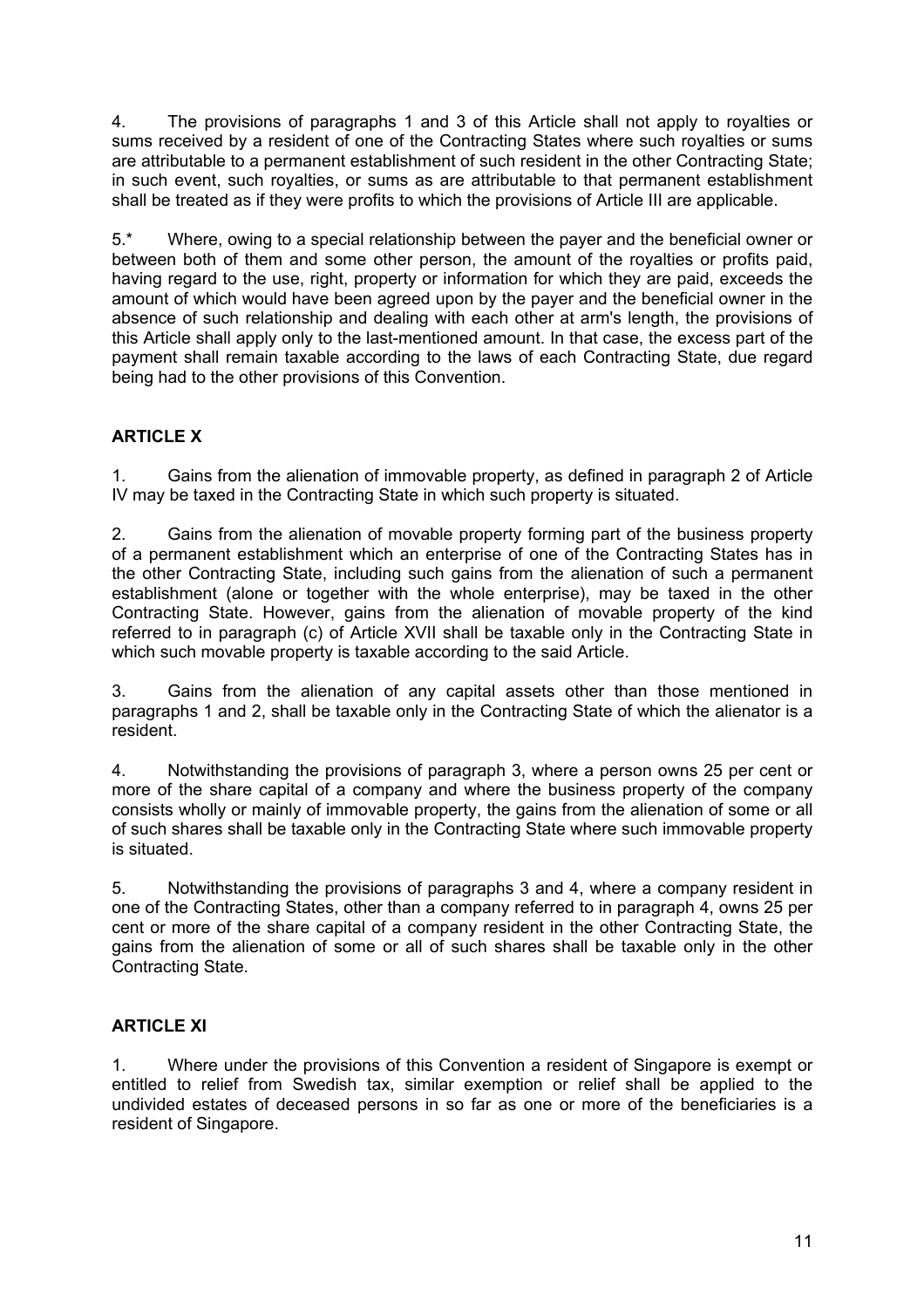4. The provisions of paragraphs 1 and 3 of this Article shall not apply to royalties or sums received by a resident of one of the Contracting States where such royalties or sums are attributable to a permanent establishment of such resident in the other Contracting State; in such event, such royalties, or sums as are attributable to that permanent establishment shall be treated as if they were profits to which the provisions of Article III are applicable.

5.* Where, owing to a special relationship between the payer and the beneficial owner or between both of them and some other person, the amount of the royalties or profits paid, having regard to the use, right, property or information for which they are paid, exceeds the amount of which would have been agreed upon by the payer and the beneficial owner in the absence of such relationship and dealing with each other at arm's length, the provisions of this Article shall apply only to the last-mentioned amount. In that case, the excess part of the payment shall remain taxable according to the laws of each Contracting State, due regard being had to the other provisions of this Convention.

## ARTICLE X

1. Gains from the alienation of immovable property, as defined in paragraph 2 of Article IV may be taxed in the Contracting State in which such property is situated.

2. Gains from the alienation of movable property forming part of the business property of a permanent establishment which an enterprise of one of the Contracting States has in the other Contracting State, including such gains from the alienation of such a permanent establishment (alone or together with the whole enterprise), may be taxed in the other Contracting State. However, gains from the alienation of movable property of the kind referred to in paragraph (c) of Article XVII shall be taxable only in the Contracting State in which such movable property is taxable according to the said Article.

3. Gains from the alienation of any capital assets other than those mentioned in paragraphs 1 and 2, shall be taxable only in the Contracting State of which the alienator is a resident.

4. Notwithstanding the provisions of paragraph 3, where a person owns 25 per cent or more of the share capital of a company and where the business property of the company consists wholly or mainly of immovable property, the gains from the alienation of some or all of such shares shall be taxable only in the Contracting State where such immovable property is situated.

5. Notwithstanding the provisions of paragraphs 3 and 4, where a company resident in one of the Contracting States, other than a company referred to in paragraph 4, owns 25 per cent or more of the share capital of a company resident in the other Contracting State, the gains from the alienation of some or all of such shares shall be taxable only in the other Contracting State.

## ARTICLE XI

1. Where under the provisions of this Convention a resident of Singapore is exempt or entitled to relief from Swedish tax, similar exemption or relief shall be applied to the undivided estates of deceased persons in so far as one or more of the beneficiaries is a resident of Singapore.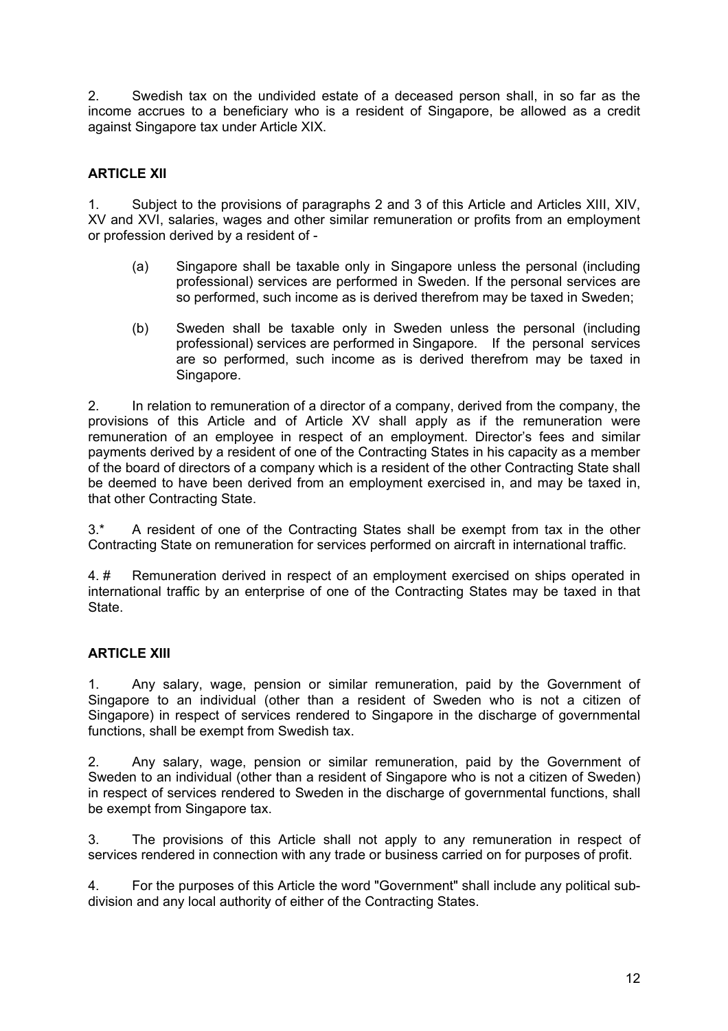2. Swedish tax on the undivided estate of a deceased person shall, in so far as the income accrues to a beneficiary who is a resident of Singapore, be allowed as a credit against Singapore tax under Article XIX.

## ARTICLE XII

1. Subject to the provisions of paragraphs 2 and 3 of this Article and Articles XIII, XIV, XV and XVI, salaries, wages and other similar remuneration or profits from an employment or profession derived by a resident of -

   (a) Singapore shall be taxable only in Singapore unless the personal (including professional) services are performed in Sweden. If the personal services are so performed, such income as is derived therefrom may be taxed in Sweden;

   (b) Sweden shall be taxable only in Sweden unless the personal (including professional) services are performed in Singapore. If the personal services are so performed, such income as is derived therefrom may be taxed in Singapore.

2. In relation to remuneration of a director of a company, derived from the company, the provisions of this Article and of Article XV shall apply as if the remuneration were remuneration of an employee in respect of an employment. Director's fees and similar payments derived by a resident of one of the Contracting States in his capacity as a member of the board of directors of a company which is a resident of the other Contracting State shall be deemed to have been derived from an employment exercised in, and may be taxed in, that other Contracting State.

3.* A resident of one of the Contracting States shall be exempt from tax in the other Contracting State on remuneration for services performed on aircraft in international traffic.

4. # Remuneration derived in respect of an employment exercised on ships operated in international traffic by an enterprise of one of the Contracting States may be taxed in that State.

## ARTICLE XIII

1. Any salary, wage, pension or similar remuneration, paid by the Government of Singapore to an individual (other than a resident of Sweden who is not a citizen of Singapore) in respect of services rendered to Singapore in the discharge of governmental functions, shall be exempt from Swedish tax.

2. Any salary, wage, pension or similar remuneration, paid by the Government of Sweden to an individual (other than a resident of Singapore who is not a citizen of Sweden) in respect of services rendered to Sweden in the discharge of governmental functions, shall be exempt from Singapore tax.

3. The provisions of this Article shall not apply to any remuneration in respect of services rendered in connection with any trade or business carried on for purposes of profit.

4. For the purposes of this Article the word "Government" shall include any political sub-division and any local authority of either of the Contracting States.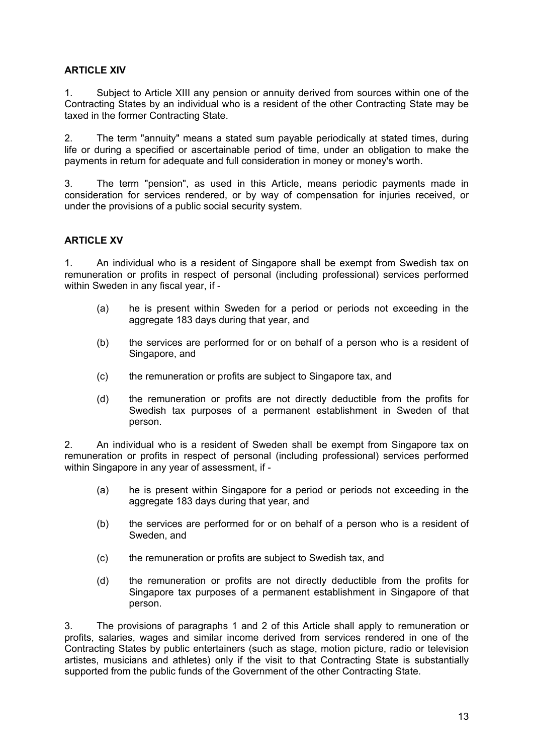## ARTICLE XIV

1. Subject to Article XIII any pension or annuity derived from sources within one of the Contracting States by an individual who is a resident of the other Contracting State may be taxed in the former Contracting State.

2. The term "annuity" means a stated sum payable periodically at stated times, during life or during a specified or ascertainable period of time, under an obligation to make the payments in return for adequate and full consideration in money or money's worth.

3. The term "pension", as used in this Article, means periodic payments made in consideration for services rendered, or by way of compensation for injuries received, or under the provisions of a public social security system.

## ARTICLE XV

1. An individual who is a resident of Singapore shall be exempt from Swedish tax on remuneration or profits in respect of personal (including professional) services performed within Sweden in any fiscal year, if -

   (a) he is present within Sweden for a period or periods not exceeding in the aggregate 183 days during that year, and

   (b) the services are performed for or on behalf of a person who is a resident of Singapore, and

   (c) the remuneration or profits are subject to Singapore tax, and

   (d) the remuneration or profits are not directly deductible from the profits for Swedish tax purposes of a permanent establishment in Sweden of that person.

2. An individual who is a resident of Sweden shall be exempt from Singapore tax on remuneration or profits in respect of personal (including professional) services performed within Singapore in any year of assessment, if -

   (a) he is present within Singapore for a period or periods not exceeding in the aggregate 183 days during that year, and

   (b) the services are performed for or on behalf of a person who is a resident of Sweden, and

   (c) the remuneration or profits are subject to Swedish tax, and

   (d) the remuneration or profits are not directly deductible from the profits for Singapore tax purposes of a permanent establishment in Singapore of that person.

3. The provisions of paragraphs 1 and 2 of this Article shall apply to remuneration or profits, salaries, wages and similar income derived from services rendered in one of the Contracting States by public entertainers (such as stage, motion picture, radio or television artistes, musicians and athletes) only if the visit to that Contracting State is substantially supported from the public funds of the Government of the other Contracting State.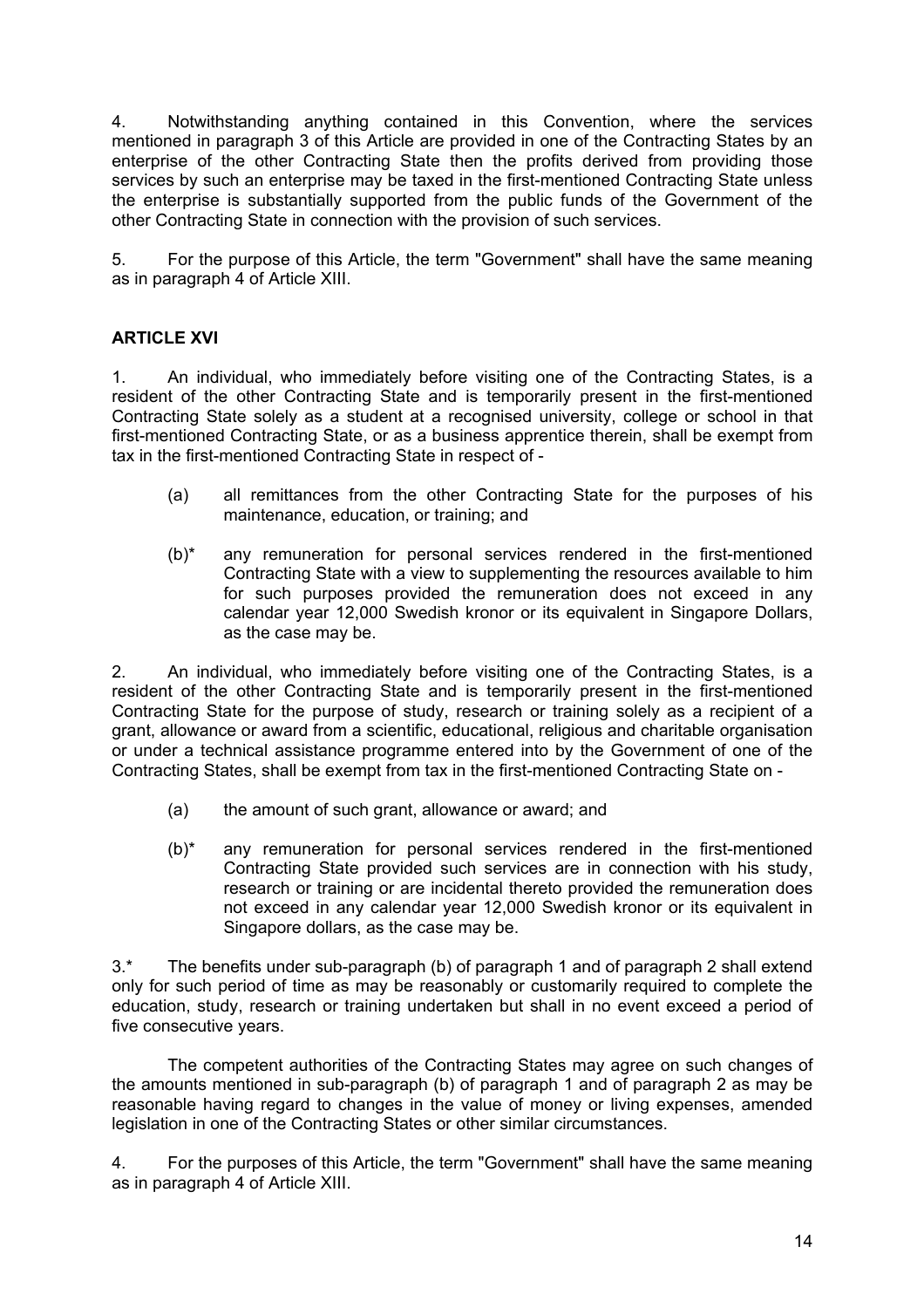4. Notwithstanding anything contained in this Convention, where the services mentioned in paragraph 3 of this Article are provided in one of the Contracting States by an enterprise of the other Contracting State then the profits derived from providing those services by such an enterprise may be taxed in the first-mentioned Contracting State unless the enterprise is substantially supported from the public funds of the Government of the other Contracting State in connection with the provision of such services.

5. For the purpose of this Article, the term "Government" shall have the same meaning as in paragraph 4 of Article XIII.

**ARTICLE XVI**

1. An individual, who immediately before visiting one of the Contracting States, is a resident of the other Contracting State and is temporarily present in the first-mentioned Contracting State solely as a student at a recognised university, college or school in that first-mentioned Contracting State, or as a business apprentice therein, shall be exempt from tax in the first-mentioned Contracting State in respect of -

(a) all remittances from the other Contracting State for the purposes of his maintenance, education, or training; and

(b)* any remuneration for personal services rendered in the first-mentioned Contracting State with a view to supplementing the resources available to him for such purposes provided the remuneration does not exceed in any calendar year 12,000 Swedish kronor or its equivalent in Singapore Dollars, as the case may be.

2. An individual, who immediately before visiting one of the Contracting States, is a resident of the other Contracting State and is temporarily present in the first-mentioned Contracting State for the purpose of study, research or training solely as a recipient of a grant, allowance or award from a scientific, educational, religious and charitable organisation or under a technical assistance programme entered into by the Government of one of the Contracting States, shall be exempt from tax in the first-mentioned Contracting State on -

(a) the amount of such grant, allowance or award; and

(b)* any remuneration for personal services rendered in the first-mentioned Contracting State provided such services are in connection with his study, research or training or are incidental thereto provided the remuneration does not exceed in any calendar year 12,000 Swedish kronor or its equivalent in Singapore dollars, as the case may be.

3.* The benefits under sub-paragraph (b) of paragraph 1 and of paragraph 2 shall extend only for such period of time as may be reasonably or customarily required to complete the education, study, research or training undertaken but shall in no event exceed a period of five consecutive years.

The competent authorities of the Contracting States may agree on such changes of the amounts mentioned in sub-paragraph (b) of paragraph 1 and of paragraph 2 as may be reasonable having regard to changes in the value of money or living expenses, amended legislation in one of the Contracting States or other similar circumstances.

4. For the purposes of this Article, the term "Government" shall have the same meaning as in paragraph 4 of Article XIII.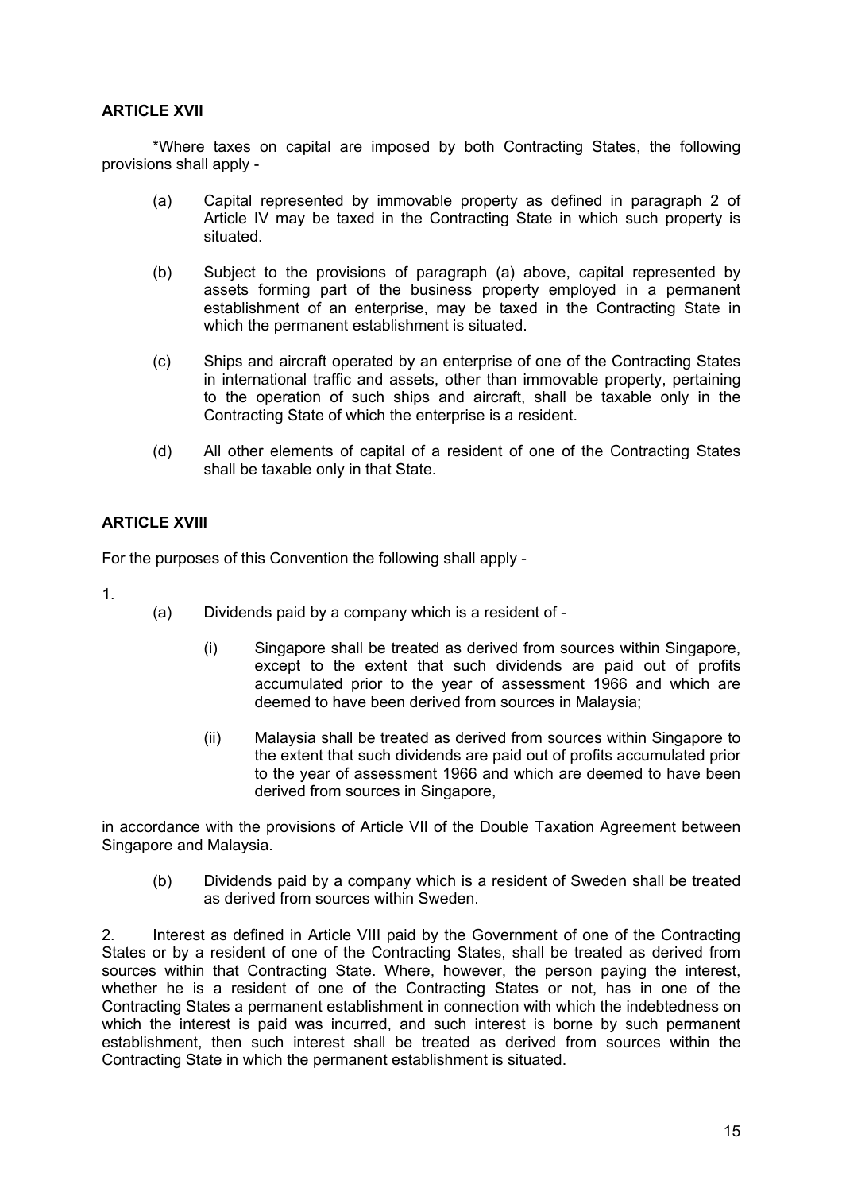**ARTICLE XVII**

*Where taxes on capital are imposed by both Contracting States, the following provisions shall apply -

(a) Capital represented by immovable property as defined in paragraph 2 of Article IV may be taxed in the Contracting State in which such property is situated.

(b) Subject to the provisions of paragraph (a) above, capital represented by assets forming part of the business property employed in a permanent establishment of an enterprise, may be taxed in the Contracting State in which the permanent establishment is situated.

(c) Ships and aircraft operated by an enterprise of one of the Contracting States in international traffic and assets, other than immovable property, pertaining to the operation of such ships and aircraft, shall be taxable only in the Contracting State of which the enterprise is a resident.

(d) All other elements of capital of a resident of one of the Contracting States shall be taxable only in that State.

**ARTICLE XVIII**

For the purposes of this Convention the following shall apply -

1.

(a) Dividends paid by a company which is a resident of -

(i) Singapore shall be treated as derived from sources within Singapore, except to the extent that such dividends are paid out of profits accumulated prior to the year of assessment 1966 and which are deemed to have been derived from sources in Malaysia;

(ii) Malaysia shall be treated as derived from sources within Singapore to the extent that such dividends are paid out of profits accumulated prior to the year of assessment 1966 and which are deemed to have been derived from sources in Singapore,

in accordance with the provisions of Article VII of the Double Taxation Agreement between Singapore and Malaysia.

(b) Dividends paid by a company which is a resident of Sweden shall be treated as derived from sources within Sweden.

2. Interest as defined in Article VIII paid by the Government of one of the Contracting States or by a resident of one of the Contracting States, shall be treated as derived from sources within that Contracting State. Where, however, the person paying the interest, whether he is a resident of one of the Contracting States or not, has in one of the Contracting States a permanent establishment in connection with which the indebtedness on which the interest is paid was incurred, and such interest is borne by such permanent establishment, then such interest shall be treated as derived from sources within the Contracting State in which the permanent establishment is situated.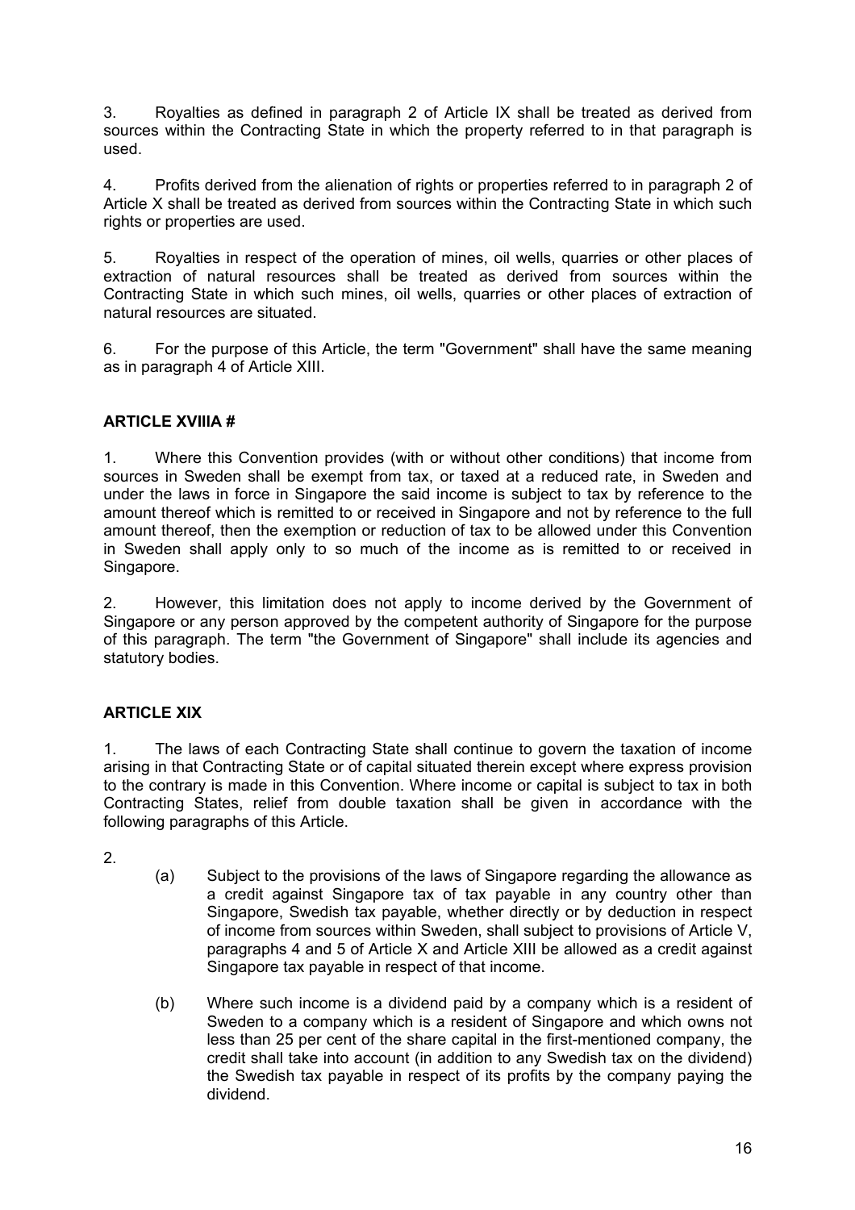3. Royalties as defined in paragraph 2 of Article IX shall be treated as derived from sources within the Contracting State in which the property referred to in that paragraph is used.

4. Profits derived from the alienation of rights or properties referred to in paragraph 2 of Article X shall be treated as derived from sources within the Contracting State in which such rights or properties are used.

5. Royalties in respect of the operation of mines, oil wells, quarries or other places of extraction of natural resources shall be treated as derived from sources within the Contracting State in which such mines, oil wells, quarries or other places of extraction of natural resources are situated.

6. For the purpose of this Article, the term "Government" shall have the same meaning as in paragraph 4 of Article XIII.

## ARTICLE XVIIIA #

1. Where this Convention provides (with or without other conditions) that income from sources in Sweden shall be exempt from tax, or taxed at a reduced rate, in Sweden and under the laws in force in Singapore the said income is subject to tax by reference to the amount thereof which is remitted to or received in Singapore and not by reference to the full amount thereof, then the exemption or reduction of tax to be allowed under this Convention in Sweden shall apply only to so much of the income as is remitted to or received in Singapore.

2. However, this limitation does not apply to income derived by the Government of Singapore or any person approved by the competent authority of Singapore for the purpose of this paragraph. The term "the Government of Singapore" shall include its agencies and statutory bodies.

## ARTICLE XIX

1. The laws of each Contracting State shall continue to govern the taxation of income arising in that Contracting State or of capital situated therein except where express provision to the contrary is made in this Convention. Where income or capital is subject to tax in both Contracting States, relief from double taxation shall be given in accordance with the following paragraphs of this Article.

2.

(a) Subject to the provisions of the laws of Singapore regarding the allowance as a credit against Singapore tax of tax payable in any country other than Singapore, Swedish tax payable, whether directly or by deduction in respect of income from sources within Sweden, shall subject to provisions of Article V, paragraphs 4 and 5 of Article X and Article XIII be allowed as a credit against Singapore tax payable in respect of that income.

(b) Where such income is a dividend paid by a company which is a resident of Sweden to a company which is a resident of Singapore and which owns not less than 25 per cent of the share capital in the first-mentioned company, the credit shall take into account (in addition to any Swedish tax on the dividend) the Swedish tax payable in respect of its profits by the company paying the dividend.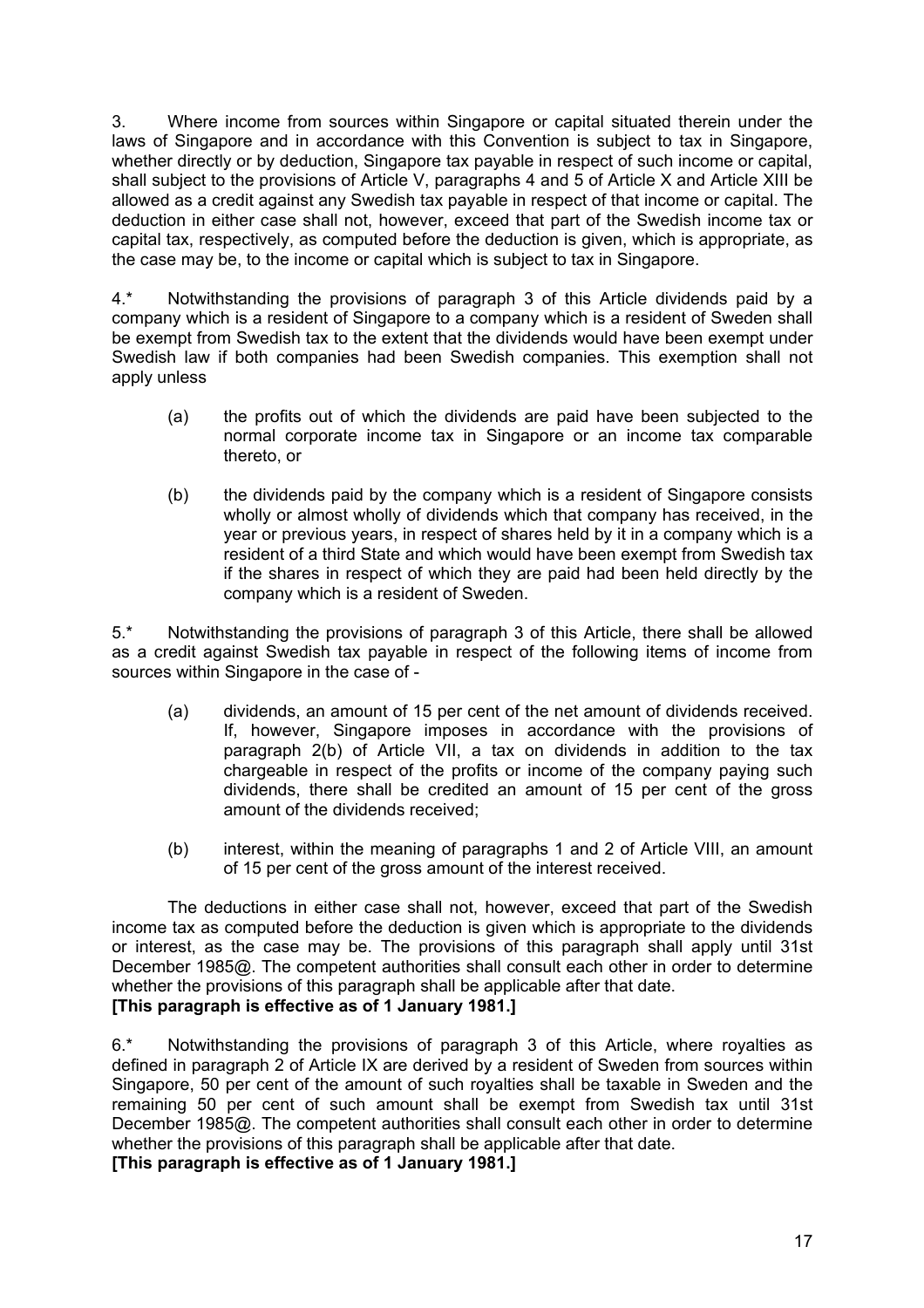3. Where income from sources within Singapore or capital situated therein under the laws of Singapore and in accordance with this Convention is subject to tax in Singapore, whether directly or by deduction, Singapore tax payable in respect of such income or capital, shall subject to the provisions of Article V, paragraphs 4 and 5 of Article X and Article XIII be allowed as a credit against any Swedish tax payable in respect of that income or capital. The deduction in either case shall not, however, exceed that part of the Swedish income tax or capital tax, respectively, as computed before the deduction is given, which is appropriate, as the case may be, to the income or capital which is subject to tax in Singapore.

4.* Notwithstanding the provisions of paragraph 3 of this Article dividends paid by a company which is a resident of Singapore to a company which is a resident of Sweden shall be exempt from Swedish tax to the extent that the dividends would have been exempt under Swedish law if both companies had been Swedish companies. This exemption shall not apply unless

(a) the profits out of which the dividends are paid have been subjected to the normal corporate income tax in Singapore or an income tax comparable thereto, or

(b) the dividends paid by the company which is a resident of Singapore consists wholly or almost wholly of dividends which that company has received, in the year or previous years, in respect of shares held by it in a company which is a resident of a third State and which would have been exempt from Swedish tax if the shares in respect of which they are paid had been held directly by the company which is a resident of Sweden.

5.* Notwithstanding the provisions of paragraph 3 of this Article, there shall be allowed as a credit against Swedish tax payable in respect of the following items of income from sources within Singapore in the case of -

(a) dividends, an amount of 15 per cent of the net amount of dividends received. If, however, Singapore imposes in accordance with the provisions of paragraph 2(b) of Article VII, a tax on dividends in addition to the tax chargeable in respect of the profits or income of the company paying such dividends, there shall be credited an amount of 15 per cent of the gross amount of the dividends received;

(b) interest, within the meaning of paragraphs 1 and 2 of Article VIII, an amount of 15 per cent of the gross amount of the interest received.

The deductions in either case shall not, however, exceed that part of the Swedish income tax as computed before the deduction is given which is appropriate to the dividends or interest, as the case may be. The provisions of this paragraph shall apply until 31st December 1985@. The competent authorities shall consult each other in order to determine whether the provisions of this paragraph shall be applicable after that date.
**[This paragraph is effective as of 1 January 1981.]**

6.* Notwithstanding the provisions of paragraph 3 of this Article, where royalties as defined in paragraph 2 of Article IX are derived by a resident of Sweden from sources within Singapore, 50 per cent of the amount of such royalties shall be taxable in Sweden and the remaining 50 per cent of such amount shall be exempt from Swedish tax until 31st December 1985@. The competent authorities shall consult each other in order to determine whether the provisions of this paragraph shall be applicable after that date.
**[This paragraph is effective as of 1 January 1981.]**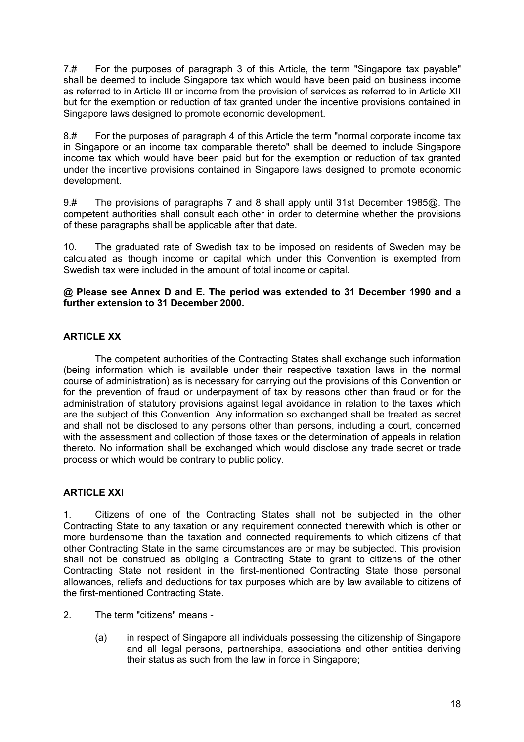7.# For the purposes of paragraph 3 of this Article, the term "Singapore tax payable" shall be deemed to include Singapore tax which would have been paid on business income as referred to in Article III or income from the provision of services as referred to in Article XII but for the exemption or reduction of tax granted under the incentive provisions contained in Singapore laws designed to promote economic development.

8.# For the purposes of paragraph 4 of this Article the term "normal corporate income tax in Singapore or an income tax comparable thereto" shall be deemed to include Singapore income tax which would have been paid but for the exemption or reduction of tax granted under the incentive provisions contained in Singapore laws designed to promote economic development.

9.# The provisions of paragraphs 7 and 8 shall apply until 31st December 1985@. The competent authorities shall consult each other in order to determine whether the provisions of these paragraphs shall be applicable after that date.

10. The graduated rate of Swedish tax to be imposed on residents of Sweden may be calculated as though income or capital which under this Convention is exempted from Swedish tax were included in the amount of total income or capital.

**@ Please see Annex D and E. The period was extended to 31 December 1990 and a further extension to 31 December 2000.**

## ARTICLE XX

The competent authorities of the Contracting States shall exchange such information (being information which is available under their respective taxation laws in the normal course of administration) as is necessary for carrying out the provisions of this Convention or for the prevention of fraud or underpayment of tax by reasons other than fraud or for the administration of statutory provisions against legal avoidance in relation to the taxes which are the subject of this Convention. Any information so exchanged shall be treated as secret and shall not be disclosed to any persons other than persons, including a court, concerned with the assessment and collection of those taxes or the determination of appeals in relation thereto. No information shall be exchanged which would disclose any trade secret or trade process or which would be contrary to public policy.

## ARTICLE XXI

1. Citizens of one of the Contracting States shall not be subjected in the other Contracting State to any taxation or any requirement connected therewith which is other or more burdensome than the taxation and connected requirements to which citizens of that other Contracting State in the same circumstances are or may be subjected. This provision shall not be construed as obliging a Contracting State to grant to citizens of the other Contracting State not resident in the first-mentioned Contracting State those personal allowances, reliefs and deductions for tax purposes which are by law available to citizens of the first-mentioned Contracting State.

2. The term "citizens" means -

   (a) in respect of Singapore all individuals possessing the citizenship of Singapore and all legal persons, partnerships, associations and other entities deriving their status as such from the law in force in Singapore;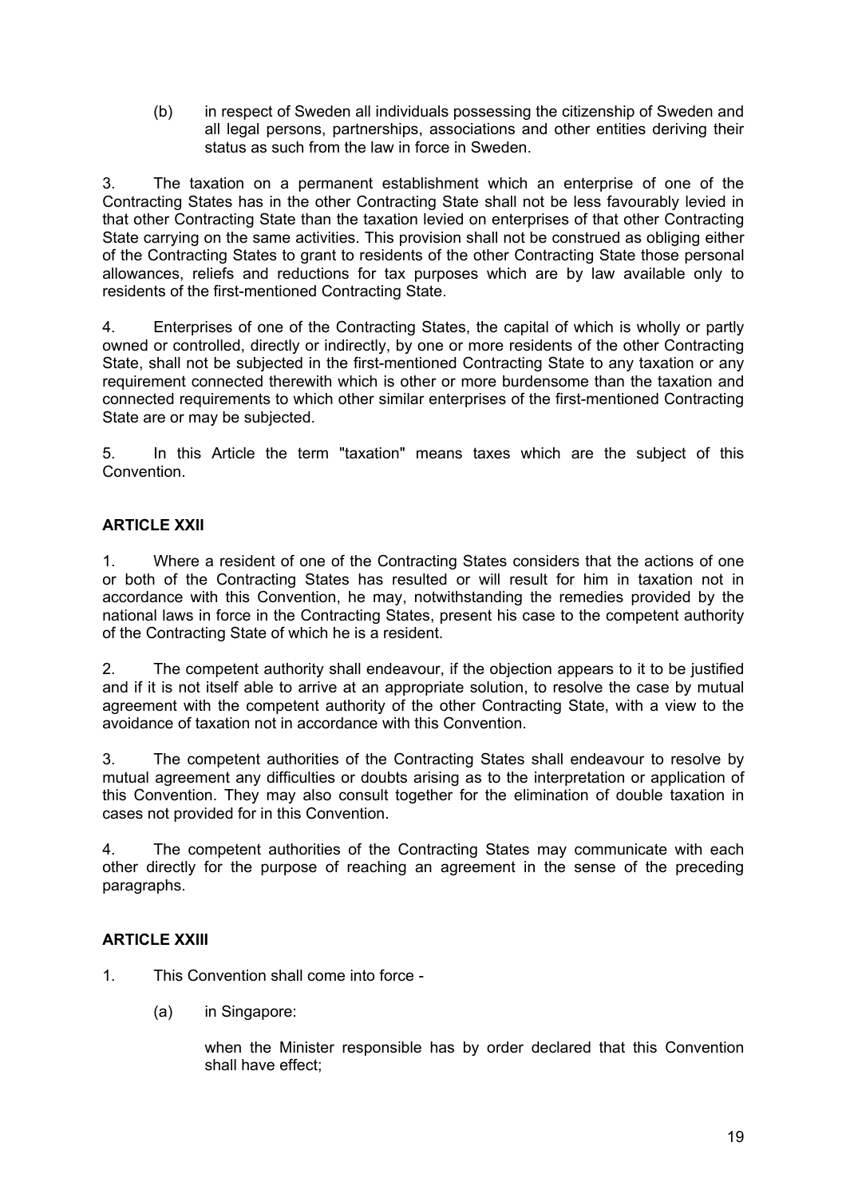(b) in respect of Sweden all individuals possessing the citizenship of Sweden and all legal persons, partnerships, associations and other entities deriving their status as such from the law in force in Sweden.

3. The taxation on a permanent establishment which an enterprise of one of the Contracting States has in the other Contracting State shall not be less favourably levied in that other Contracting State than the taxation levied on enterprises of that other Contracting State carrying on the same activities. This provision shall not be construed as obliging either of the Contracting States to grant to residents of the other Contracting State those personal allowances, reliefs and reductions for tax purposes which are by law available only to residents of the first-mentioned Contracting State.

4. Enterprises of one of the Contracting States, the capital of which is wholly or partly owned or controlled, directly or indirectly, by one or more residents of the other Contracting State, shall not be subjected in the first-mentioned Contracting State to any taxation or any requirement connected therewith which is other or more burdensome than the taxation and connected requirements to which other similar enterprises of the first-mentioned Contracting State are or may be subjected.

5. In this Article the term "taxation" means taxes which are the subject of this Convention.

**ARTICLE XXII**

1. Where a resident of one of the Contracting States considers that the actions of one or both of the Contracting States has resulted or will result for him in taxation not in accordance with this Convention, he may, notwithstanding the remedies provided by the national laws in force in the Contracting States, present his case to the competent authority of the Contracting State of which he is a resident.

2. The competent authority shall endeavour, if the objection appears to it to be justified and if it is not itself able to arrive at an appropriate solution, to resolve the case by mutual agreement with the competent authority of the other Contracting State, with a view to the avoidance of taxation not in accordance with this Convention.

3. The competent authorities of the Contracting States shall endeavour to resolve by mutual agreement any difficulties or doubts arising as to the interpretation or application of this Convention. They may also consult together for the elimination of double taxation in cases not provided for in this Convention.

4. The competent authorities of the Contracting States may communicate with each other directly for the purpose of reaching an agreement in the sense of the preceding paragraphs.

**ARTICLE XXIII**

1. This Convention shall come into force -

(a) in Singapore:

when the Minister responsible has by order declared that this Convention shall have effect;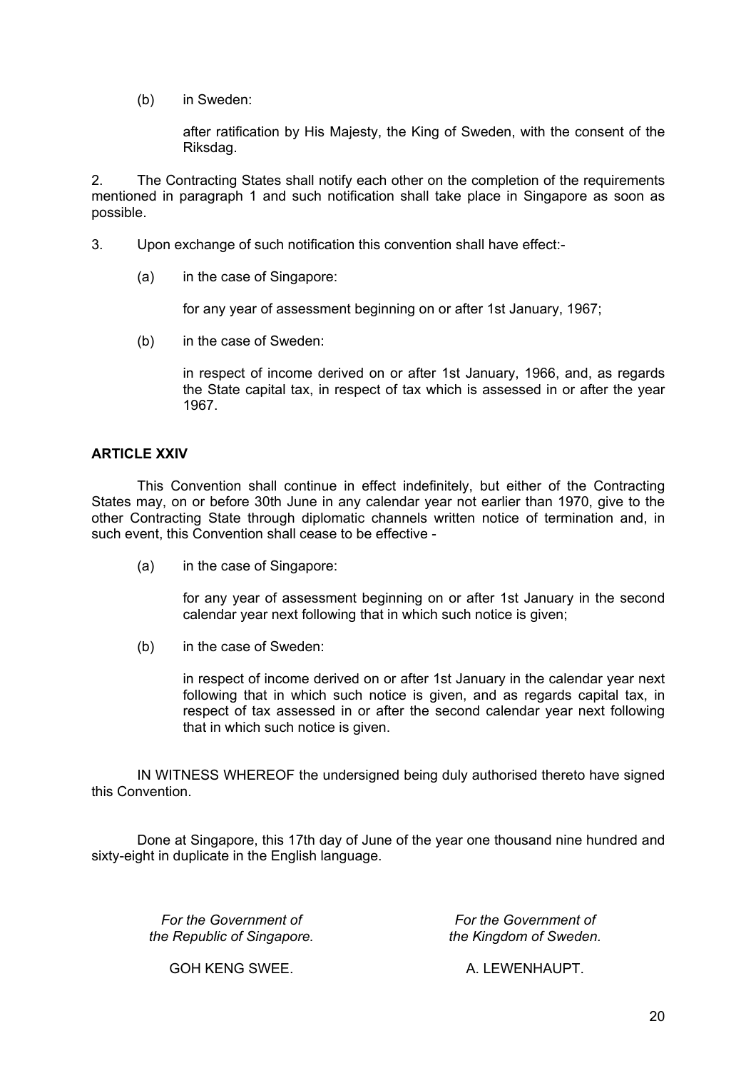(b) in Sweden:

after ratification by His Majesty, the King of Sweden, with the consent of the Riksdag.

2. The Contracting States shall notify each other on the completion of the requirements mentioned in paragraph 1 and such notification shall take place in Singapore as soon as possible.

3. Upon exchange of such notification this convention shall have effect:-

(a) in the case of Singapore:

for any year of assessment beginning on or after 1st January, 1967;

(b) in the case of Sweden:

in respect of income derived on or after 1st January, 1966, and, as regards the State capital tax, in respect of tax which is assessed in or after the year 1967.

**ARTICLE XXIV**

This Convention shall continue in effect indefinitely, but either of the Contracting States may, on or before 30th June in any calendar year not earlier than 1970, give to the other Contracting State through diplomatic channels written notice of termination and, in such event, this Convention shall cease to be effective -

(a) in the case of Singapore:

for any year of assessment beginning on or after 1st January in the second calendar year next following that in which such notice is given;

(b) in the case of Sweden:

in respect of income derived on or after 1st January in the calendar year next following that in which such notice is given, and as regards capital tax, in respect of tax assessed in or after the second calendar year next following that in which such notice is given.

IN WITNESS WHEREOF the undersigned being duly authorised thereto have signed this Convention.

Done at Singapore, this 17th day of June of the year one thousand nine hundred and sixty-eight in duplicate in the English language.

*For the Government of the Republic of Singapore.*

GOH KENG SWEE.

*For the Government of the Kingdom of Sweden.*

A. LEWENHAUPT.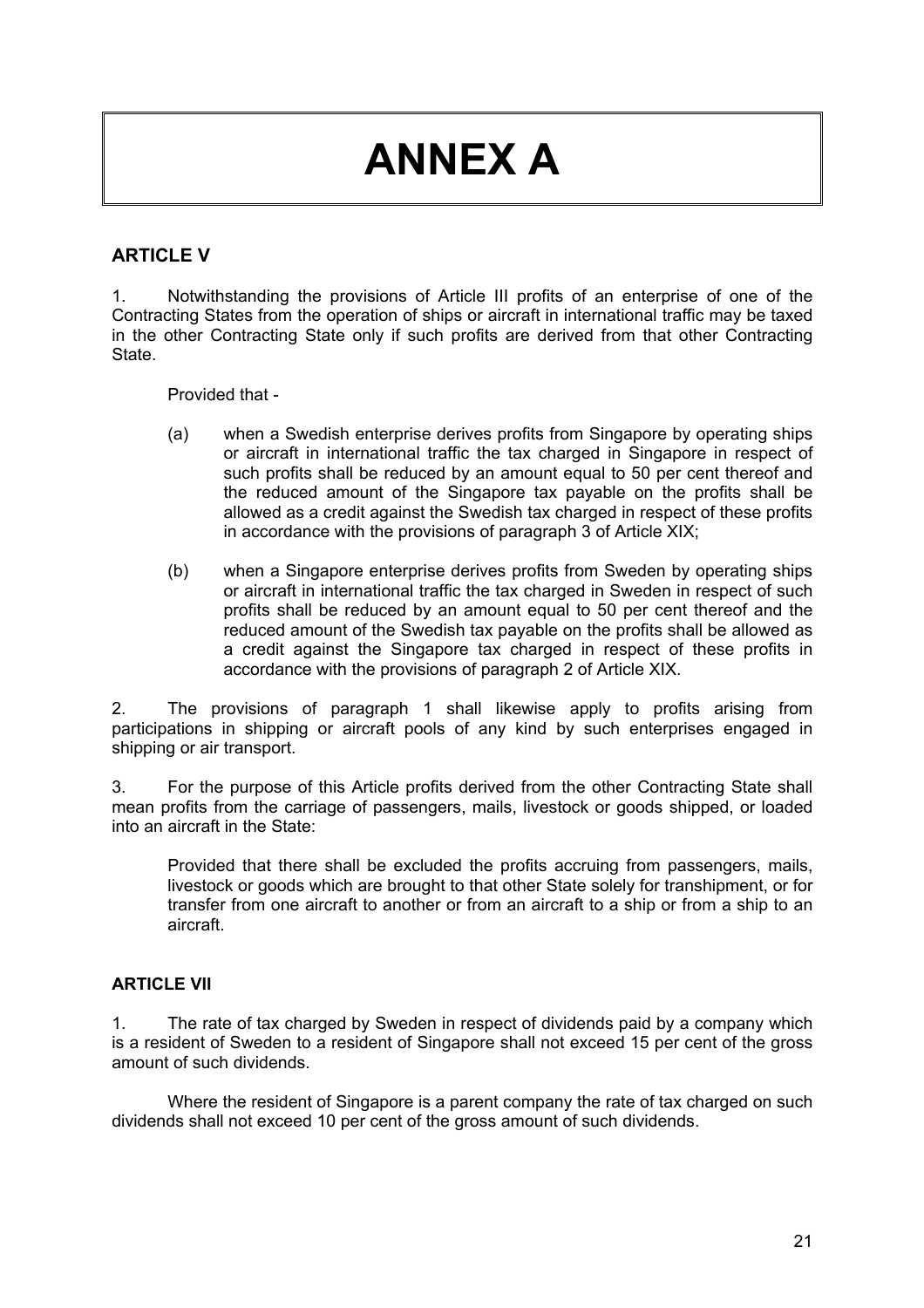# ANNEX A

## ARTICLE V

1. Notwithstanding the provisions of Article III profits of an enterprise of one of the Contracting States from the operation of ships or aircraft in international traffic may be taxed in the other Contracting State only if such profits are derived from that other Contracting State.

   Provided that -

   (a) when a Swedish enterprise derives profits from Singapore by operating ships or aircraft in international traffic the tax charged in Singapore in respect of such profits shall be reduced by an amount equal to 50 per cent thereof and the reduced amount of the Singapore tax payable on the profits shall be allowed as a credit against the Swedish tax charged in respect of these profits in accordance with the provisions of paragraph 3 of Article XIX;

   (b) when a Singapore enterprise derives profits from Sweden by operating ships or aircraft in international traffic the tax charged in Sweden in respect of such profits shall be reduced by an amount equal to 50 per cent thereof and the reduced amount of the Swedish tax payable on the profits shall be allowed as a credit against the Singapore tax charged in respect of these profits in accordance with the provisions of paragraph 2 of Article XIX.

2. The provisions of paragraph 1 shall likewise apply to profits arising from participations in shipping or aircraft pools of any kind by such enterprises engaged in shipping or air transport.

3. For the purpose of this Article profits derived from the other Contracting State shall mean profits from the carriage of passengers, mails, livestock or goods shipped, or loaded into an aircraft in the State:

   Provided that there shall be excluded the profits accruing from passengers, mails, livestock or goods which are brought to that other State solely for transhipment, or for transfer from one aircraft to another or from an aircraft to a ship or from a ship to an aircraft.

## ARTICLE VII

1. The rate of tax charged by Sweden in respect of dividends paid by a company which is a resident of Sweden to a resident of Singapore shall not exceed 15 per cent of the gross amount of such dividends.

   Where the resident of Singapore is a parent company the rate of tax charged on such dividends shall not exceed 10 per cent of the gross amount of such dividends.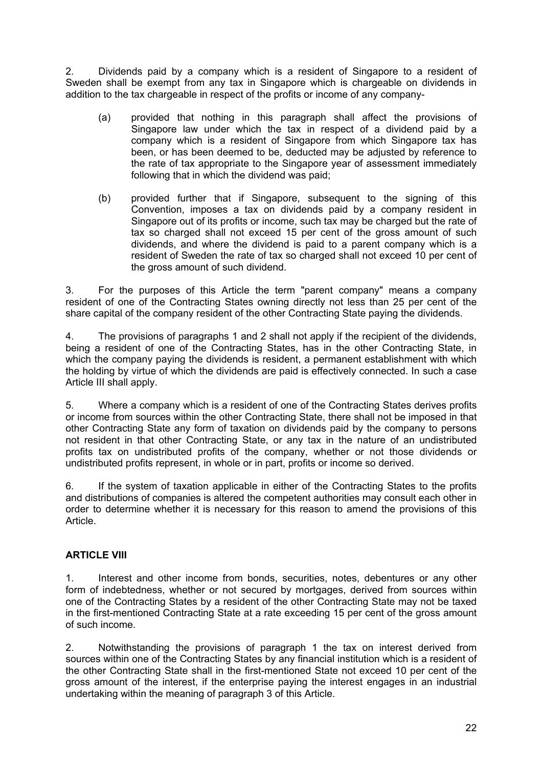2. Dividends paid by a company which is a resident of Singapore to a resident of Sweden shall be exempt from any tax in Singapore which is chargeable on dividends in addition to the tax chargeable in respect of the profits or income of any company-

(a) provided that nothing in this paragraph shall affect the provisions of Singapore law under which the tax in respect of a dividend paid by a company which is a resident of Singapore from which Singapore tax has been, or has been deemed to be, deducted may be adjusted by reference to the rate of tax appropriate to the Singapore year of assessment immediately following that in which the dividend was paid;

(b) provided further that if Singapore, subsequent to the signing of this Convention, imposes a tax on dividends paid by a company resident in Singapore out of its profits or income, such tax may be charged but the rate of tax so charged shall not exceed 15 per cent of the gross amount of such dividends, and where the dividend is paid to a parent company which is a resident of Sweden the rate of tax so charged shall not exceed 10 per cent of the gross amount of such dividend.

3. For the purposes of this Article the term "parent company" means a company resident of one of the Contracting States owning directly not less than 25 per cent of the share capital of the company resident of the other Contracting State paying the dividends.

4. The provisions of paragraphs 1 and 2 shall not apply if the recipient of the dividends, being a resident of one of the Contracting States, has in the other Contracting State, in which the company paying the dividends is resident, a permanent establishment with which the holding by virtue of which the dividends are paid is effectively connected. In such a case Article III shall apply.

5. Where a company which is a resident of one of the Contracting States derives profits or income from sources within the other Contracting State, there shall not be imposed in that other Contracting State any form of taxation on dividends paid by the company to persons not resident in that other Contracting State, or any tax in the nature of an undistributed profits tax on undistributed profits of the company, whether or not those dividends or undistributed profits represent, in whole or in part, profits or income so derived.

6. If the system of taxation applicable in either of the Contracting States to the profits and distributions of companies is altered the competent authorities may consult each other in order to determine whether it is necessary for this reason to amend the provisions of this Article.

## ARTICLE VIII

1. Interest and other income from bonds, securities, notes, debentures or any other form of indebtedness, whether or not secured by mortgages, derived from sources within one of the Contracting States by a resident of the other Contracting State may not be taxed in the first-mentioned Contracting State at a rate exceeding 15 per cent of the gross amount of such income.

2. Notwithstanding the provisions of paragraph 1 the tax on interest derived from sources within one of the Contracting States by any financial institution which is a resident of the other Contracting State shall in the first-mentioned State not exceed 10 per cent of the gross amount of the interest, if the enterprise paying the interest engages in an industrial undertaking within the meaning of paragraph 3 of this Article.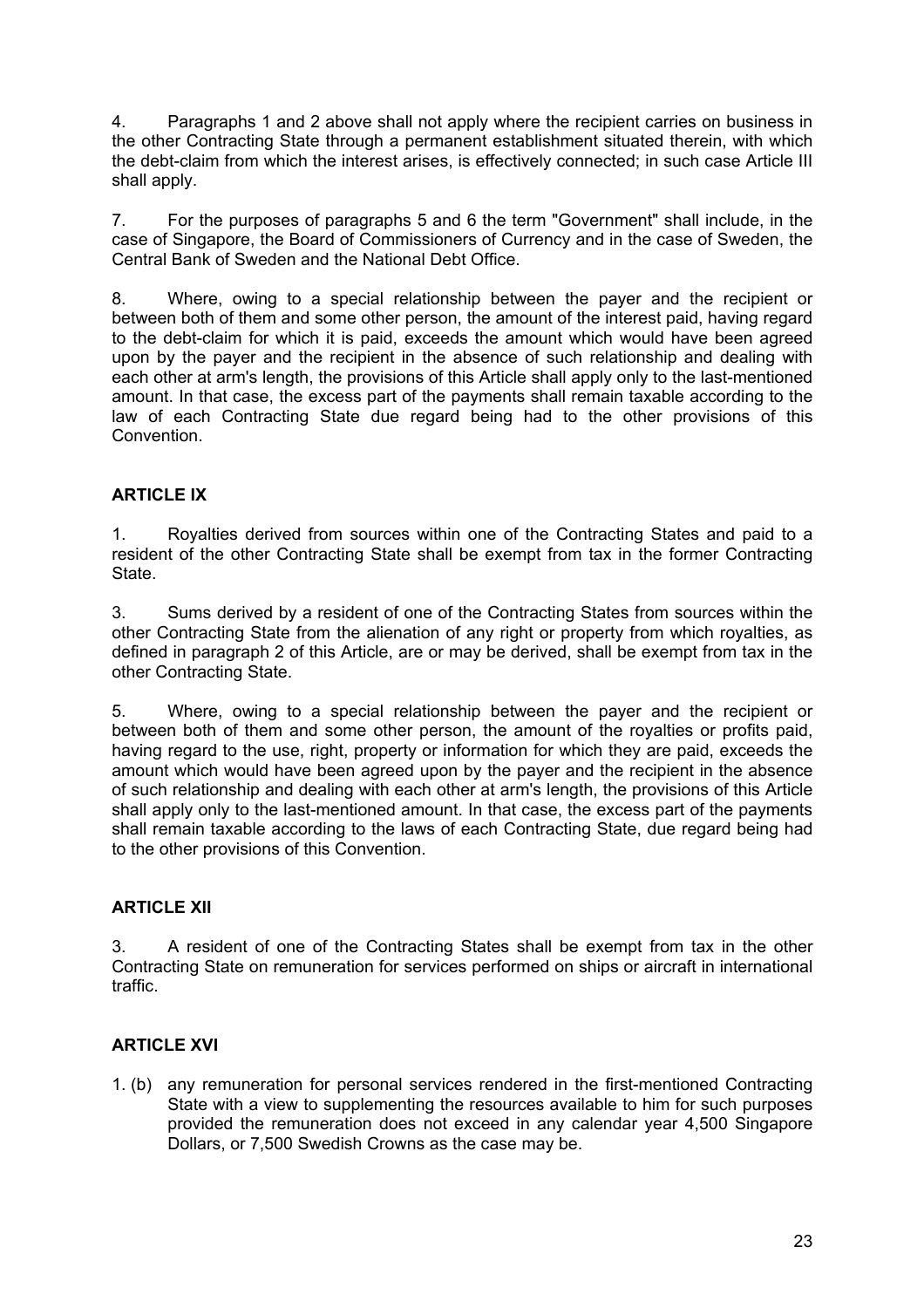4. Paragraphs 1 and 2 above shall not apply where the recipient carries on business in the other Contracting State through a permanent establishment situated therein, with which the debt-claim from which the interest arises, is effectively connected; in such case Article III shall apply.

7. For the purposes of paragraphs 5 and 6 the term "Government" shall include, in the case of Singapore, the Board of Commissioners of Currency and in the case of Sweden, the Central Bank of Sweden and the National Debt Office.

8. Where, owing to a special relationship between the payer and the recipient or between both of them and some other person, the amount of the interest paid, having regard to the debt-claim for which it is paid, exceeds the amount which would have been agreed upon by the payer and the recipient in the absence of such relationship and dealing with each other at arm's length, the provisions of this Article shall apply only to the last-mentioned amount. In that case, the excess part of the payments shall remain taxable according to the law of each Contracting State due regard being had to the other provisions of this Convention.

### ARTICLE IX

1. Royalties derived from sources within one of the Contracting States and paid to a resident of the other Contracting State shall be exempt from tax in the former Contracting State.

3. Sums derived by a resident of one of the Contracting States from sources within the other Contracting State from the alienation of any right or property from which royalties, as defined in paragraph 2 of this Article, are or may be derived, shall be exempt from tax in the other Contracting State.

5. Where, owing to a special relationship between the payer and the recipient or between both of them and some other person, the amount of the royalties or profits paid, having regard to the use, right, property or information for which they are paid, exceeds the amount which would have been agreed upon by the payer and the recipient in the absence of such relationship and dealing with each other at arm's length, the provisions of this Article shall apply only to the last-mentioned amount. In that case, the excess part of the payments shall remain taxable according to the laws of each Contracting State, due regard being had to the other provisions of this Convention.

### ARTICLE XII

3. A resident of one of the Contracting States shall be exempt from tax in the other Contracting State on remuneration for services performed on ships or aircraft in international traffic.

### ARTICLE XVI

1. (b) any remuneration for personal services rendered in the first-mentioned Contracting State with a view to supplementing the resources available to him for such purposes provided the remuneration does not exceed in any calendar year 4,500 Singapore Dollars, or 7,500 Swedish Crowns as the case may be.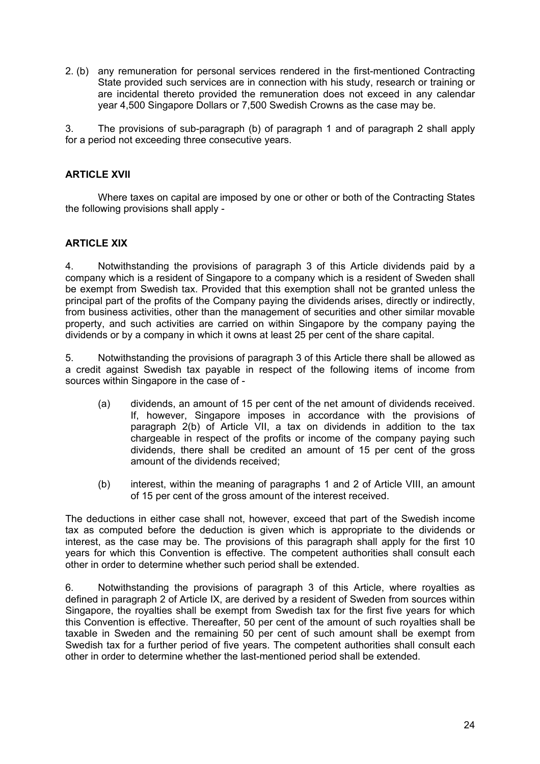2. (b) any remuneration for personal services rendered in the first-mentioned Contracting State provided such services are in connection with his study, research or training or are incidental thereto provided the remuneration does not exceed in any calendar year 4,500 Singapore Dollars or 7,500 Swedish Crowns as the case may be.

3. The provisions of sub-paragraph (b) of paragraph 1 and of paragraph 2 shall apply for a period not exceeding three consecutive years.

**ARTICLE XVII**

Where taxes on capital are imposed by one or other or both of the Contracting States the following provisions shall apply -

**ARTICLE XIX**

4. Notwithstanding the provisions of paragraph 3 of this Article dividends paid by a company which is a resident of Singapore to a company which is a resident of Sweden shall be exempt from Swedish tax. Provided that this exemption shall not be granted unless the principal part of the profits of the Company paying the dividends arises, directly or indirectly, from business activities, other than the management of securities and other similar movable property, and such activities are carried on within Singapore by the company paying the dividends or by a company in which it owns at least 25 per cent of the share capital.

5. Notwithstanding the provisions of paragraph 3 of this Article there shall be allowed as a credit against Swedish tax payable in respect of the following items of income from sources within Singapore in the case of -

(a) dividends, an amount of 15 per cent of the net amount of dividends received. If, however, Singapore imposes in accordance with the provisions of paragraph 2(b) of Article VII, a tax on dividends in addition to the tax chargeable in respect of the profits or income of the company paying such dividends, there shall be credited an amount of 15 per cent of the gross amount of the dividends received;

(b) interest, within the meaning of paragraphs 1 and 2 of Article VIII, an amount of 15 per cent of the gross amount of the interest received.

The deductions in either case shall not, however, exceed that part of the Swedish income tax as computed before the deduction is given which is appropriate to the dividends or interest, as the case may be. The provisions of this paragraph shall apply for the first 10 years for which this Convention is effective. The competent authorities shall consult each other in order to determine whether such period shall be extended.

6. Notwithstanding the provisions of paragraph 3 of this Article, where royalties as defined in paragraph 2 of Article IX, are derived by a resident of Sweden from sources within Singapore, the royalties shall be exempt from Swedish tax for the first five years for which this Convention is effective. Thereafter, 50 per cent of the amount of such royalties shall be taxable in Sweden and the remaining 50 per cent of such amount shall be exempt from Swedish tax for a further period of five years. The competent authorities shall consult each other in order to determine whether the last-mentioned period shall be extended.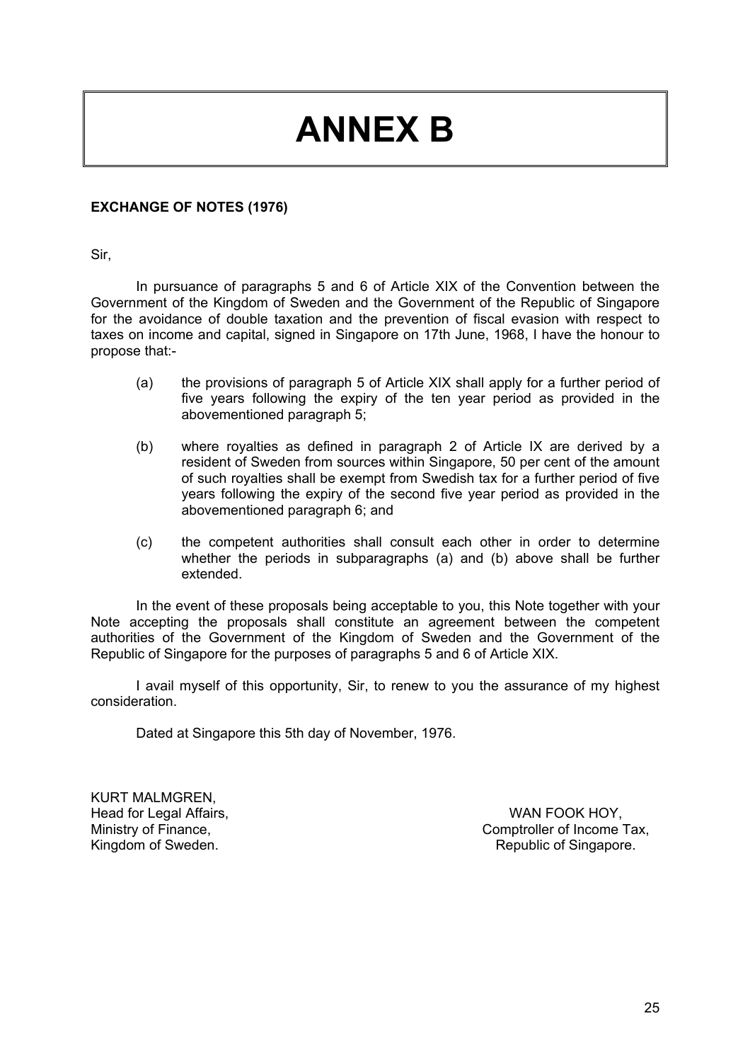# ANNEX B

**EXCHANGE OF NOTES (1976)**

Sir,

In pursuance of paragraphs 5 and 6 of Article XIX of the Convention between the Government of the Kingdom of Sweden and the Government of the Republic of Singapore for the avoidance of double taxation and the prevention of fiscal evasion with respect to taxes on income and capital, signed in Singapore on 17th June, 1968, I have the honour to propose that:-

(a) the provisions of paragraph 5 of Article XIX shall apply for a further period of five years following the expiry of the ten year period as provided in the abovementioned paragraph 5;

(b) where royalties as defined in paragraph 2 of Article IX are derived by a resident of Sweden from sources within Singapore, 50 per cent of the amount of such royalties shall be exempt from Swedish tax for a further period of five years following the expiry of the second five year period as provided in the abovementioned paragraph 6; and

(c) the competent authorities shall consult each other in order to determine whether the periods in subparagraphs (a) and (b) above shall be further extended.

In the event of these proposals being acceptable to you, this Note together with your Note accepting the proposals shall constitute an agreement between the competent authorities of the Government of the Kingdom of Sweden and the Government of the Republic of Singapore for the purposes of paragraphs 5 and 6 of Article XIX.

I avail myself of this opportunity, Sir, to renew to you the assurance of my highest consideration.

Dated at Singapore this 5th day of November, 1976.

KURT MALMGREN,
Head for Legal Affairs,
Ministry of Finance,
Kingdom of Sweden.

WAN FOOK HOY,
Comptroller of Income Tax,
Republic of Singapore.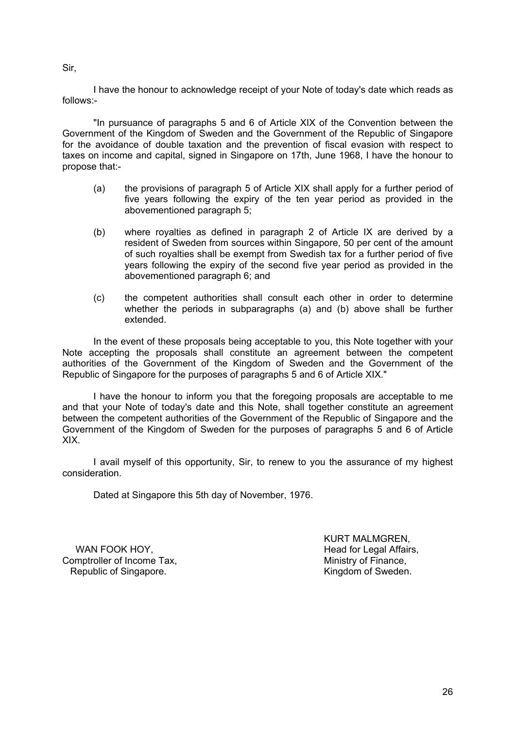Sir,

I have the honour to acknowledge receipt of your Note of today's date which reads as follows:-

"In pursuance of paragraphs 5 and 6 of Article XIX of the Convention between the Government of the Kingdom of Sweden and the Government of the Republic of Singapore for the avoidance of double taxation and the prevention of fiscal evasion with respect to taxes on income and capital, signed in Singapore on 17th, June 1968, I have the honour to propose that:-

(a) the provisions of paragraph 5 of Article XIX shall apply for a further period of five years following the expiry of the ten year period as provided in the abovementioned paragraph 5;

(b) where royalties as defined in paragraph 2 of Article IX are derived by a resident of Sweden from sources within Singapore, 50 per cent of the amount of such royalties shall be exempt from Swedish tax for a further period of five years following the expiry of the second five year period as provided in the abovementioned paragraph 6; and

(c) the competent authorities shall consult each other in order to determine whether the periods in subparagraphs (a) and (b) above shall be further extended.

In the event of these proposals being acceptable to you, this Note together with your Note accepting the proposals shall constitute an agreement between the competent authorities of the Government of the Kingdom of Sweden and the Government of the Republic of Singapore for the purposes of paragraphs 5 and 6 of Article XIX."

I have the honour to inform you that the foregoing proposals are acceptable to me and that your Note of today's date and this Note, shall together constitute an agreement between the competent authorities of the Government of the Republic of Singapore and the Government of the Kingdom of Sweden for the purposes of paragraphs 5 and 6 of Article XIX.

I avail myself of this opportunity, Sir, to renew to you the assurance of my highest consideration.

Dated at Singapore this 5th day of November, 1976.

WAN FOOK HOY,
Comptroller of Income Tax,
Republic of Singapore.

KURT MALMGREN,
Head for Legal Affairs,
Ministry of Finance,
Kingdom of Sweden.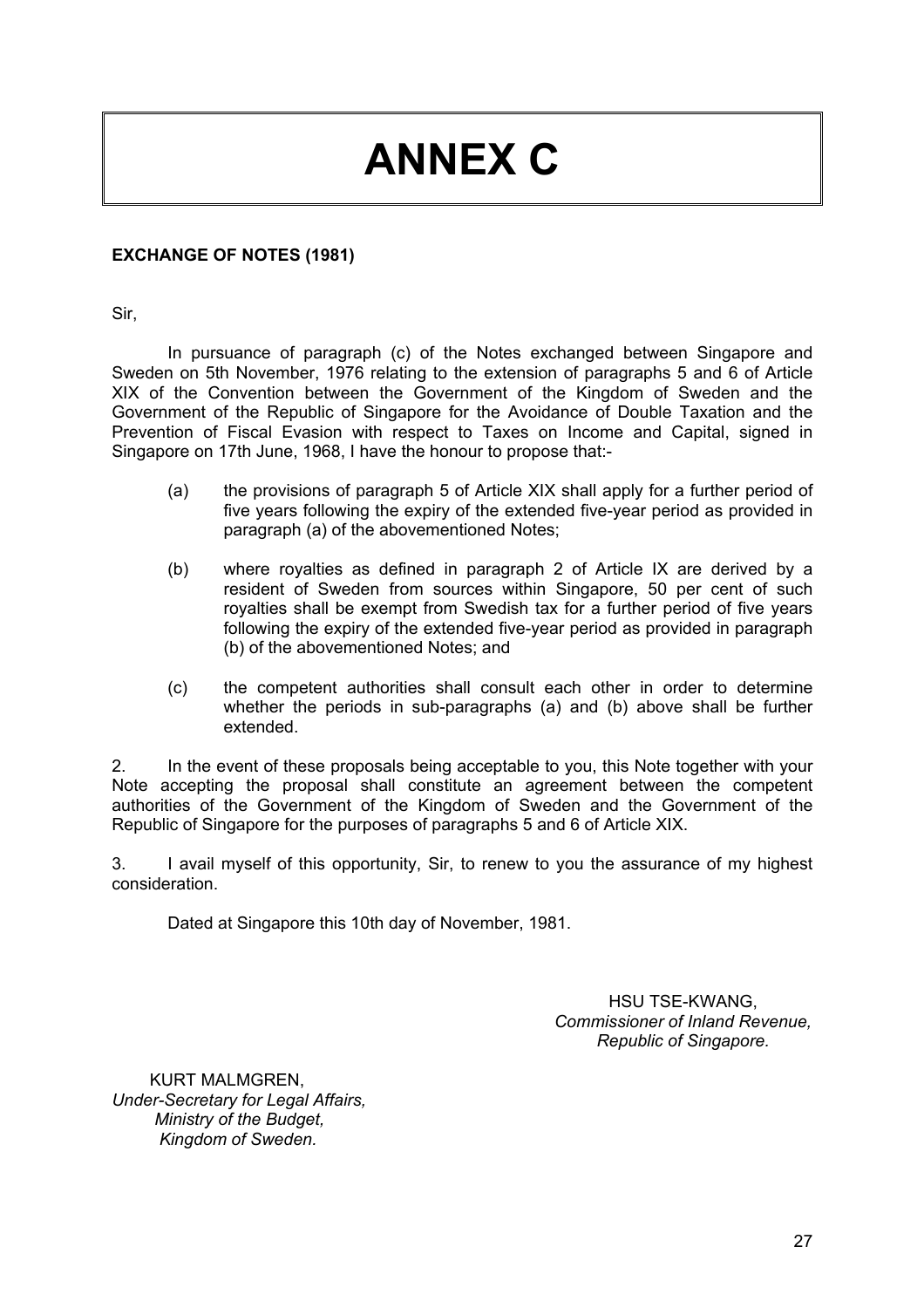# ANNEX C

**EXCHANGE OF NOTES (1981)**

Sir,

In pursuance of paragraph (c) of the Notes exchanged between Singapore and Sweden on 5th November, 1976 relating to the extension of paragraphs 5 and 6 of Article XIX of the Convention between the Government of the Kingdom of Sweden and the Government of the Republic of Singapore for the Avoidance of Double Taxation and the Prevention of Fiscal Evasion with respect to Taxes on Income and Capital, signed in Singapore on 17th June, 1968, I have the honour to propose that:-

(a) the provisions of paragraph 5 of Article XIX shall apply for a further period of five years following the expiry of the extended five-year period as provided in paragraph (a) of the abovementioned Notes;

(b) where royalties as defined in paragraph 2 of Article IX are derived by a resident of Sweden from sources within Singapore, 50 per cent of such royalties shall be exempt from Swedish tax for a further period of five years following the expiry of the extended five-year period as provided in paragraph (b) of the abovementioned Notes; and

(c) the competent authorities shall consult each other in order to determine whether the periods in sub-paragraphs (a) and (b) above shall be further extended.

2. In the event of these proposals being acceptable to you, this Note together with your Note accepting the proposal shall constitute an agreement between the competent authorities of the Government of the Kingdom of Sweden and the Government of the Republic of Singapore for the purposes of paragraphs 5 and 6 of Article XIX.

3. I avail myself of this opportunity, Sir, to renew to you the assurance of my highest consideration.

Dated at Singapore this 10th day of November, 1981.

HSU TSE-KWANG,
*Commissioner of Inland Revenue,*
*Republic of Singapore.*

KURT MALMGREN,
*Under-Secretary for Legal Affairs,*
*Ministry of the Budget,*
*Kingdom of Sweden.*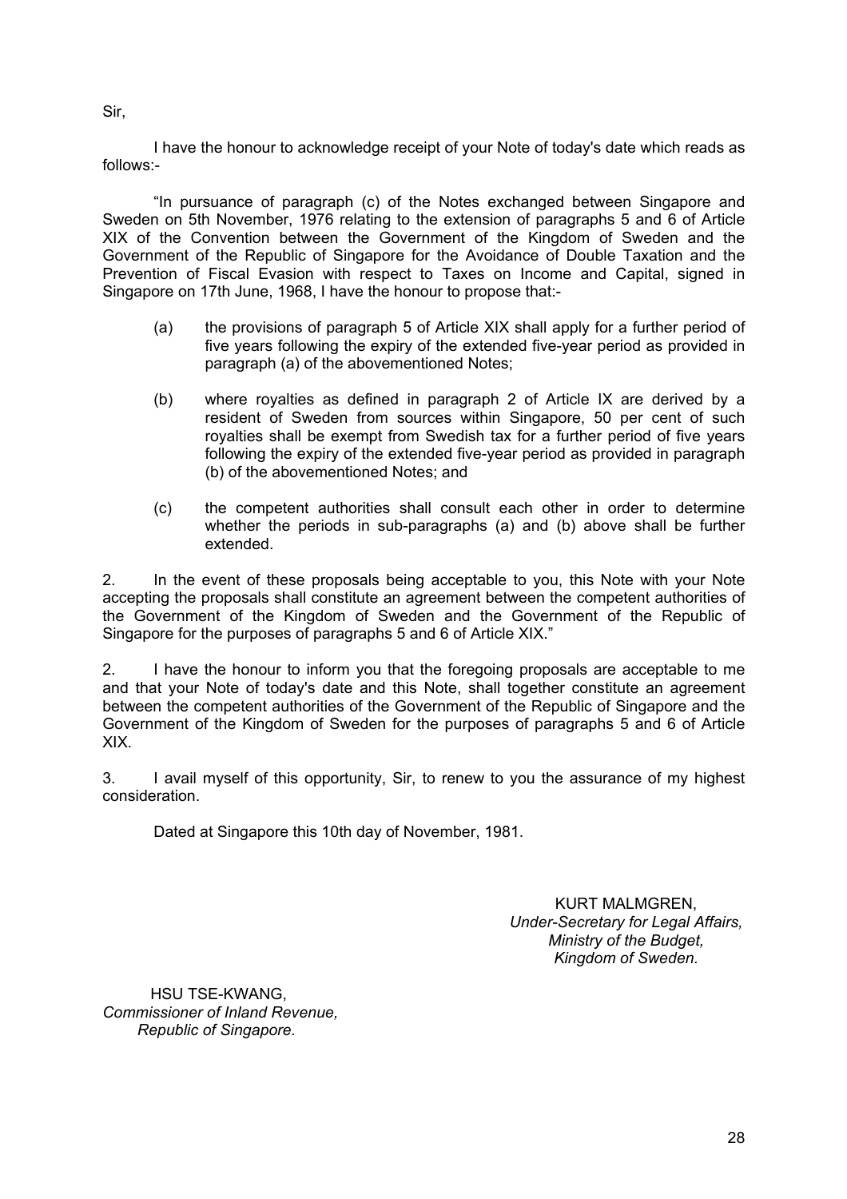Sir,

I have the honour to acknowledge receipt of your Note of today's date which reads as follows:-

"In pursuance of paragraph (c) of the Notes exchanged between Singapore and Sweden on 5th November, 1976 relating to the extension of paragraphs 5 and 6 of Article XIX of the Convention between the Government of the Kingdom of Sweden and the Government of the Republic of Singapore for the Avoidance of Double Taxation and the Prevention of Fiscal Evasion with respect to Taxes on Income and Capital, signed in Singapore on 17th June, 1968, I have the honour to propose that:-

(a) the provisions of paragraph 5 of Article XIX shall apply for a further period of five years following the expiry of the extended five-year period as provided in paragraph (a) of the abovementioned Notes;

(b) where royalties as defined in paragraph 2 of Article IX are derived by a resident of Sweden from sources within Singapore, 50 per cent of such royalties shall be exempt from Swedish tax for a further period of five years following the expiry of the extended five-year period as provided in paragraph (b) of the abovementioned Notes; and

(c) the competent authorities shall consult each other in order to determine whether the periods in sub-paragraphs (a) and (b) above shall be further extended.

2. In the event of these proposals being acceptable to you, this Note with your Note accepting the proposals shall constitute an agreement between the competent authorities of the Government of the Kingdom of Sweden and the Government of the Republic of Singapore for the purposes of paragraphs 5 and 6 of Article XIX."

2. I have the honour to inform you that the foregoing proposals are acceptable to me and that your Note of today's date and this Note, shall together constitute an agreement between the competent authorities of the Government of the Republic of Singapore and the Government of the Kingdom of Sweden for the purposes of paragraphs 5 and 6 of Article XIX.

3. I avail myself of this opportunity, Sir, to renew to you the assurance of my highest consideration.

Dated at Singapore this 10th day of November, 1981.

KURT MALMGREN,
*Under-Secretary for Legal Affairs,*
*Ministry of the Budget,*
*Kingdom of Sweden.*

HSU TSE-KWANG,
*Commissioner of Inland Revenue,*
*Republic of Singapore.*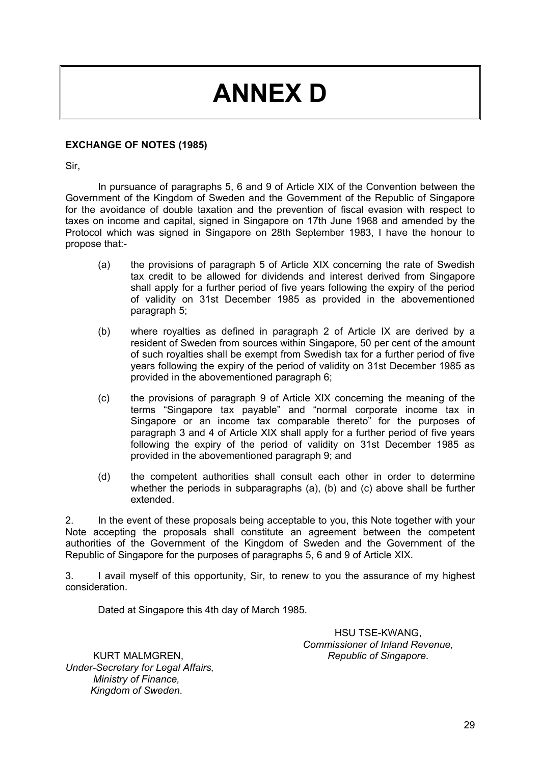# ANNEX D

**EXCHANGE OF NOTES (1985)**

Sir,

In pursuance of paragraphs 5, 6 and 9 of Article XIX of the Convention between the Government of the Kingdom of Sweden and the Government of the Republic of Singapore for the avoidance of double taxation and the prevention of fiscal evasion with respect to taxes on income and capital, signed in Singapore on 17th June 1968 and amended by the Protocol which was signed in Singapore on 28th September 1983, I have the honour to propose that:-

(a) the provisions of paragraph 5 of Article XIX concerning the rate of Swedish tax credit to be allowed for dividends and interest derived from Singapore shall apply for a further period of five years following the expiry of the period of validity on 31st December 1985 as provided in the abovementioned paragraph 5;

(b) where royalties as defined in paragraph 2 of Article IX are derived by a resident of Sweden from sources within Singapore, 50 per cent of the amount of such royalties shall be exempt from Swedish tax for a further period of five years following the expiry of the period of validity on 31st December 1985 as provided in the abovementioned paragraph 6;

(c) the provisions of paragraph 9 of Article XIX concerning the meaning of the terms "Singapore tax payable" and "normal corporate income tax in Singapore or an income tax comparable thereto" for the purposes of paragraph 3 and 4 of Article XIX shall apply for a further period of five years following the expiry of the period of validity on 31st December 1985 as provided in the abovementioned paragraph 9; and

(d) the competent authorities shall consult each other in order to determine whether the periods in subparagraphs (a), (b) and (c) above shall be further extended.

2. In the event of these proposals being acceptable to you, this Note together with your Note accepting the proposals shall constitute an agreement between the competent authorities of the Government of the Kingdom of Sweden and the Government of the Republic of Singapore for the purposes of paragraphs 5, 6 and 9 of Article XIX.

3. I avail myself of this opportunity, Sir, to renew to you the assurance of my highest consideration.

Dated at Singapore this 4th day of March 1985.

HSU TSE-KWANG,
*Commissioner of Inland Revenue,*
*Republic of Singapore.*

KURT MALMGREN,
*Under-Secretary for Legal Affairs,*
*Ministry of Finance,*
*Kingdom of Sweden.*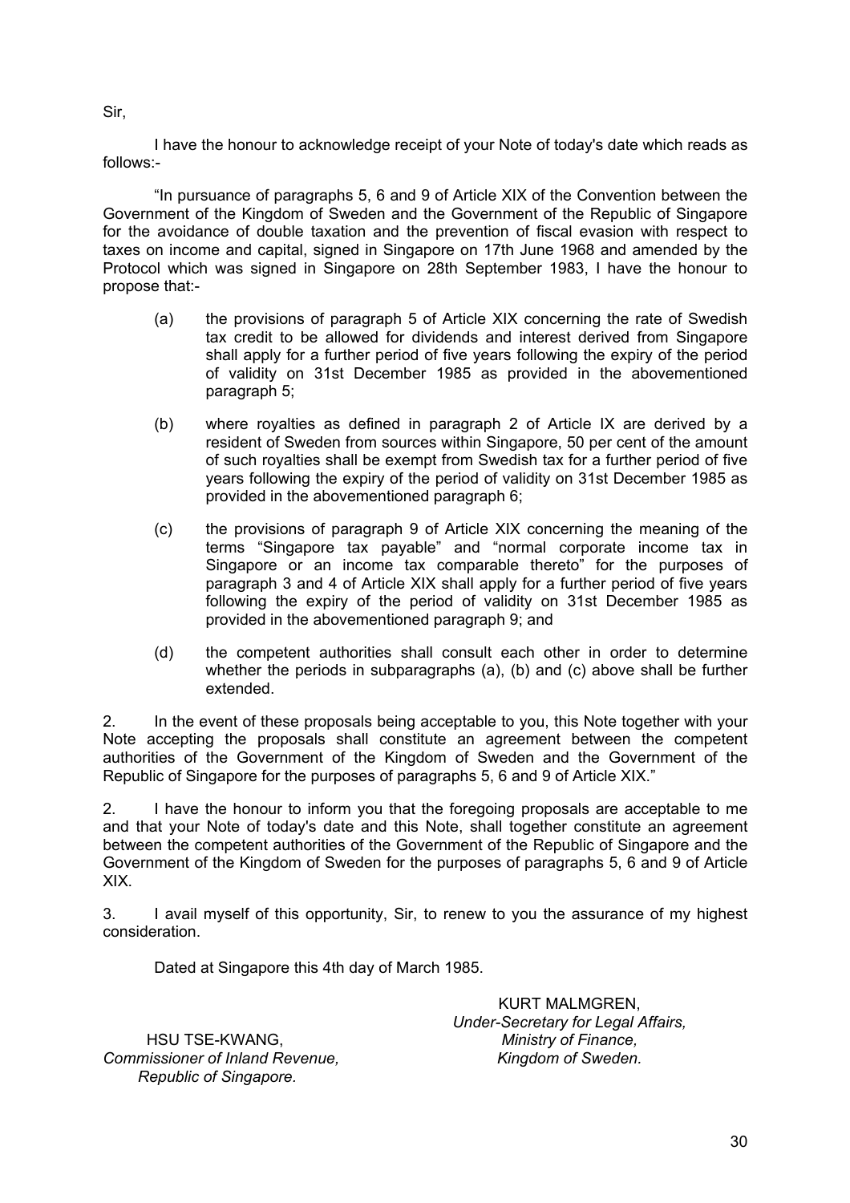Sir,

I have the honour to acknowledge receipt of your Note of today's date which reads as follows:-

"In pursuance of paragraphs 5, 6 and 9 of Article XIX of the Convention between the Government of the Kingdom of Sweden and the Government of the Republic of Singapore for the avoidance of double taxation and the prevention of fiscal evasion with respect to taxes on income and capital, signed in Singapore on 17th June 1968 and amended by the Protocol which was signed in Singapore on 28th September 1983, I have the honour to propose that:-

(a) the provisions of paragraph 5 of Article XIX concerning the rate of Swedish tax credit to be allowed for dividends and interest derived from Singapore shall apply for a further period of five years following the expiry of the period of validity on 31st December 1985 as provided in the abovementioned paragraph 5;

(b) where royalties as defined in paragraph 2 of Article IX are derived by a resident of Sweden from sources within Singapore, 50 per cent of the amount of such royalties shall be exempt from Swedish tax for a further period of five years following the expiry of the period of validity on 31st December 1985 as provided in the abovementioned paragraph 6;

(c) the provisions of paragraph 9 of Article XIX concerning the meaning of the terms "Singapore tax payable" and "normal corporate income tax in Singapore or an income tax comparable thereto" for the purposes of paragraph 3 and 4 of Article XIX shall apply for a further period of five years following the expiry of the period of validity on 31st December 1985 as provided in the abovementioned paragraph 9; and

(d) the competent authorities shall consult each other in order to determine whether the periods in subparagraphs (a), (b) and (c) above shall be further extended.

2. In the event of these proposals being acceptable to you, this Note together with your Note accepting the proposals shall constitute an agreement between the competent authorities of the Government of the Kingdom of Sweden and the Government of the Republic of Singapore for the purposes of paragraphs 5, 6 and 9 of Article XIX."

2. I have the honour to inform you that the foregoing proposals are acceptable to me and that your Note of today's date and this Note, shall together constitute an agreement between the competent authorities of the Government of the Republic of Singapore and the Government of the Kingdom of Sweden for the purposes of paragraphs 5, 6 and 9 of Article XIX.

3. I avail myself of this opportunity, Sir, to renew to you the assurance of my highest consideration.

Dated at Singapore this 4th day of March 1985.

KURT MALMGREN,
*Under-Secretary for Legal Affairs,*
*Ministry of Finance,*
*Kingdom of Sweden.*

HSU TSE-KWANG,
*Commissioner of Inland Revenue,*
*Republic of Singapore.*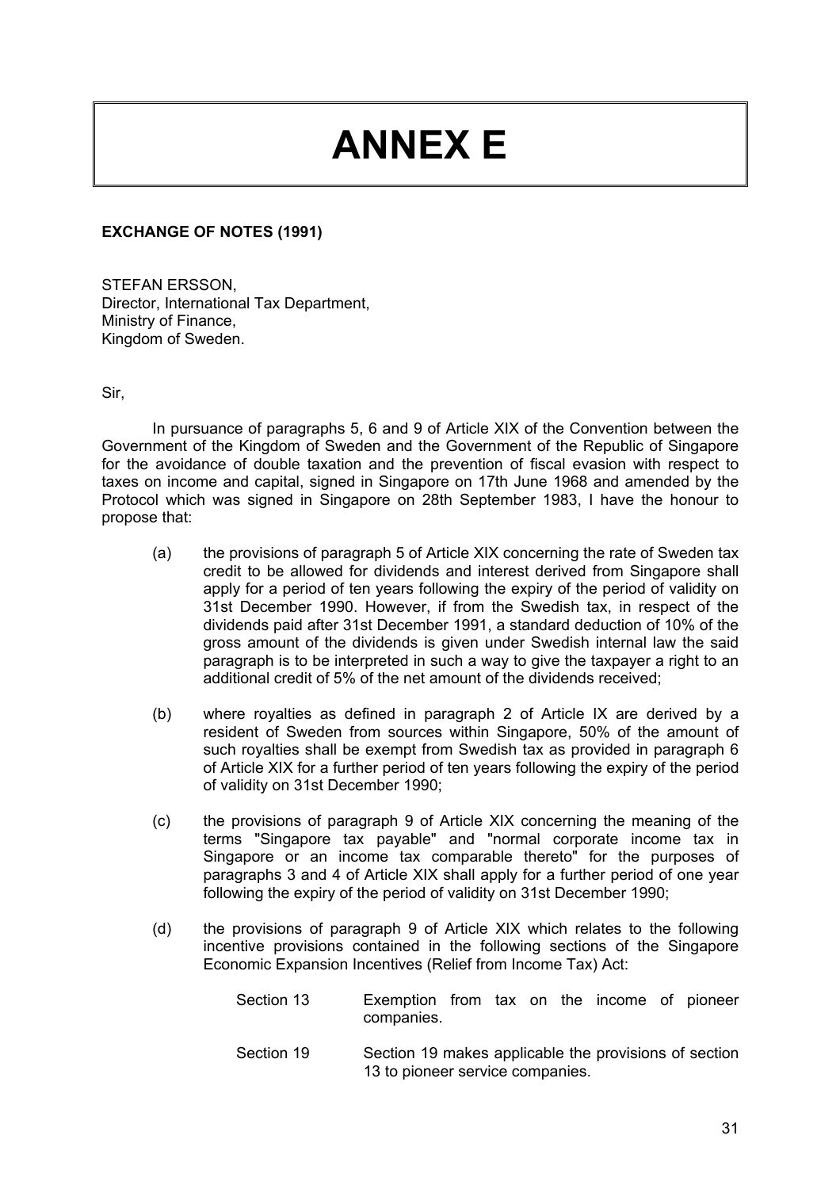# ANNEX E

**EXCHANGE OF NOTES (1991)**

STEFAN ERSSON,
Director, International Tax Department,
Ministry of Finance,
Kingdom of Sweden.

Sir,

In pursuance of paragraphs 5, 6 and 9 of Article XIX of the Convention between the Government of the Kingdom of Sweden and the Government of the Republic of Singapore for the avoidance of double taxation and the prevention of fiscal evasion with respect to taxes on income and capital, signed in Singapore on 17th June 1968 and amended by the Protocol which was signed in Singapore on 28th September 1983, I have the honour to propose that:

(a) the provisions of paragraph 5 of Article XIX concerning the rate of Sweden tax credit to be allowed for dividends and interest derived from Singapore shall apply for a period of ten years following the expiry of the period of validity on 31st December 1990. However, if from the Swedish tax, in respect of the dividends paid after 31st December 1991, a standard deduction of 10% of the gross amount of the dividends is given under Swedish internal law the said paragraph is to be interpreted in such a way to give the taxpayer a right to an additional credit of 5% of the net amount of the dividends received;

(b) where royalties as defined in paragraph 2 of Article IX are derived by a resident of Sweden from sources within Singapore, 50% of the amount of such royalties shall be exempt from Swedish tax as provided in paragraph 6 of Article XIX for a further period of ten years following the expiry of the period of validity on 31st December 1990;

(c) the provisions of paragraph 9 of Article XIX concerning the meaning of the terms "Singapore tax payable" and "normal corporate income tax in Singapore or an income tax comparable thereto" for the purposes of paragraphs 3 and 4 of Article XIX shall apply for a further period of one year following the expiry of the period of validity on 31st December 1990;

(d) the provisions of paragraph 9 of Article XIX which relates to the following incentive provisions contained in the following sections of the Singapore Economic Expansion Incentives (Relief from Income Tax) Act:

| | |
|---|---|
| Section 13 | Exemption from tax on the income of pioneer companies. |
| Section 19 | Section 19 makes applicable the provisions of section 13 to pioneer service companies. |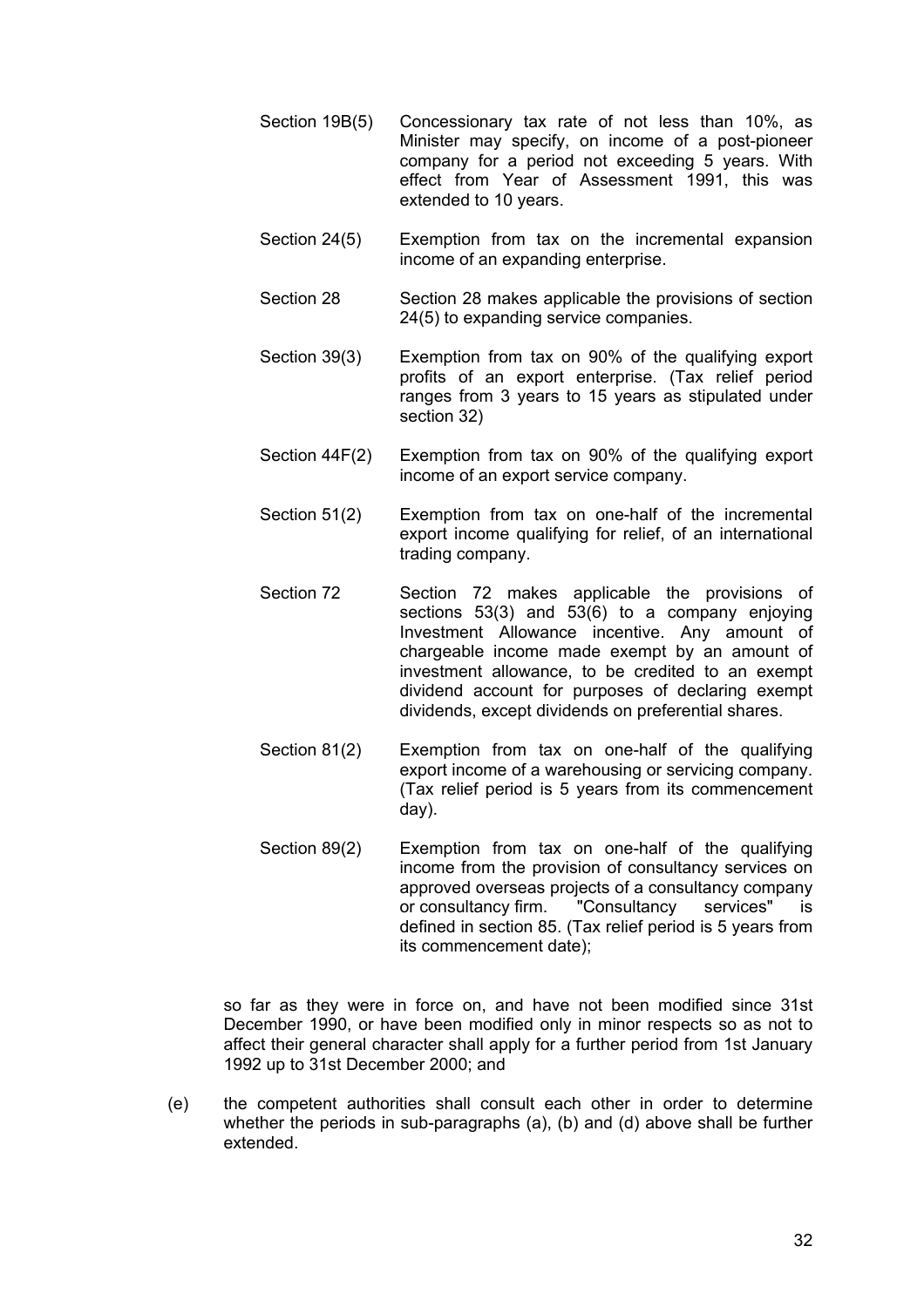Section 19B(5) Concessionary tax rate of not less than 10%, as Minister may specify, on income of a post-pioneer company for a period not exceeding 5 years. With effect from Year of Assessment 1991, this was extended to 10 years.

Section 24(5) Exemption from tax on the incremental expansion income of an expanding enterprise.

Section 28 Section 28 makes applicable the provisions of section 24(5) to expanding service companies.

Section 39(3) Exemption from tax on 90% of the qualifying export profits of an export enterprise. (Tax relief period ranges from 3 years to 15 years as stipulated under section 32)

Section 44F(2) Exemption from tax on 90% of the qualifying export income of an export service company.

Section 51(2) Exemption from tax on one-half of the incremental export income qualifying for relief, of an international trading company.

Section 72 Section 72 makes applicable the provisions of sections 53(3) and 53(6) to a company enjoying Investment Allowance incentive. Any amount of chargeable income made exempt by an amount of investment allowance, to be credited to an exempt dividend account for purposes of declaring exempt dividends, except dividends on preferential shares.

Section 81(2) Exemption from tax on one-half of the qualifying export income of a warehousing or servicing company. (Tax relief period is 5 years from its commencement day).

Section 89(2) Exemption from tax on one-half of the qualifying income from the provision of consultancy services on approved overseas projects of a consultancy company or consultancy firm. "Consultancy services" is defined in section 85. (Tax relief period is 5 years from its commencement date);

so far as they were in force on, and have not been modified since 31st December 1990, or have been modified only in minor respects so as not to affect their general character shall apply for a further period from 1st January 1992 up to 31st December 2000; and

(e) the competent authorities shall consult each other in order to determine whether the periods in sub-paragraphs (a), (b) and (d) above shall be further extended.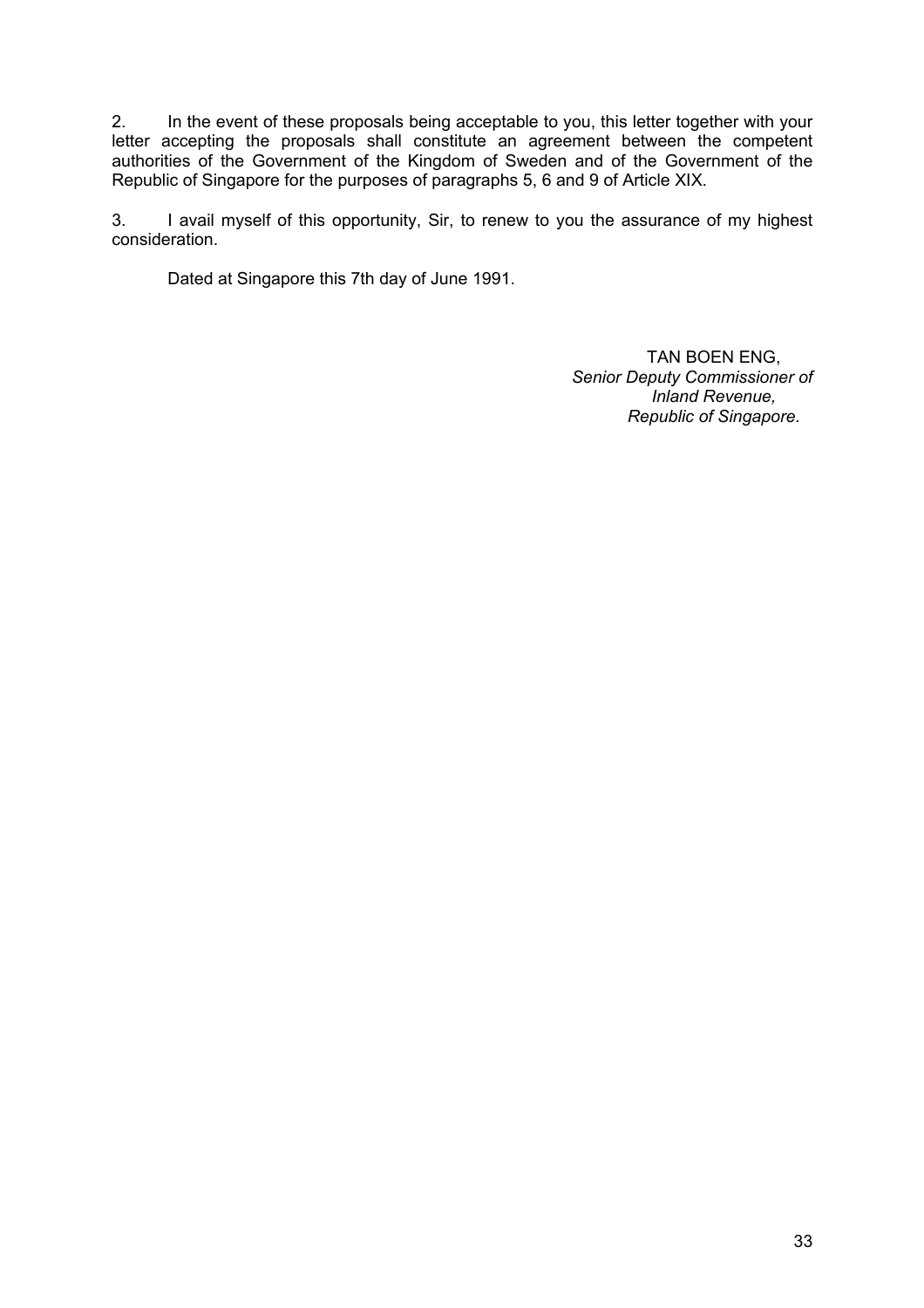2. In the event of these proposals being acceptable to you, this letter together with your letter accepting the proposals shall constitute an agreement between the competent authorities of the Government of the Kingdom of Sweden and of the Government of the Republic of Singapore for the purposes of paragraphs 5, 6 and 9 of Article XIX.

3. I avail myself of this opportunity, Sir, to renew to you the assurance of my highest consideration.

Dated at Singapore this 7th day of June 1991.

TAN BOEN ENG,
*Senior Deputy Commissioner of Inland Revenue, Republic of Singapore.*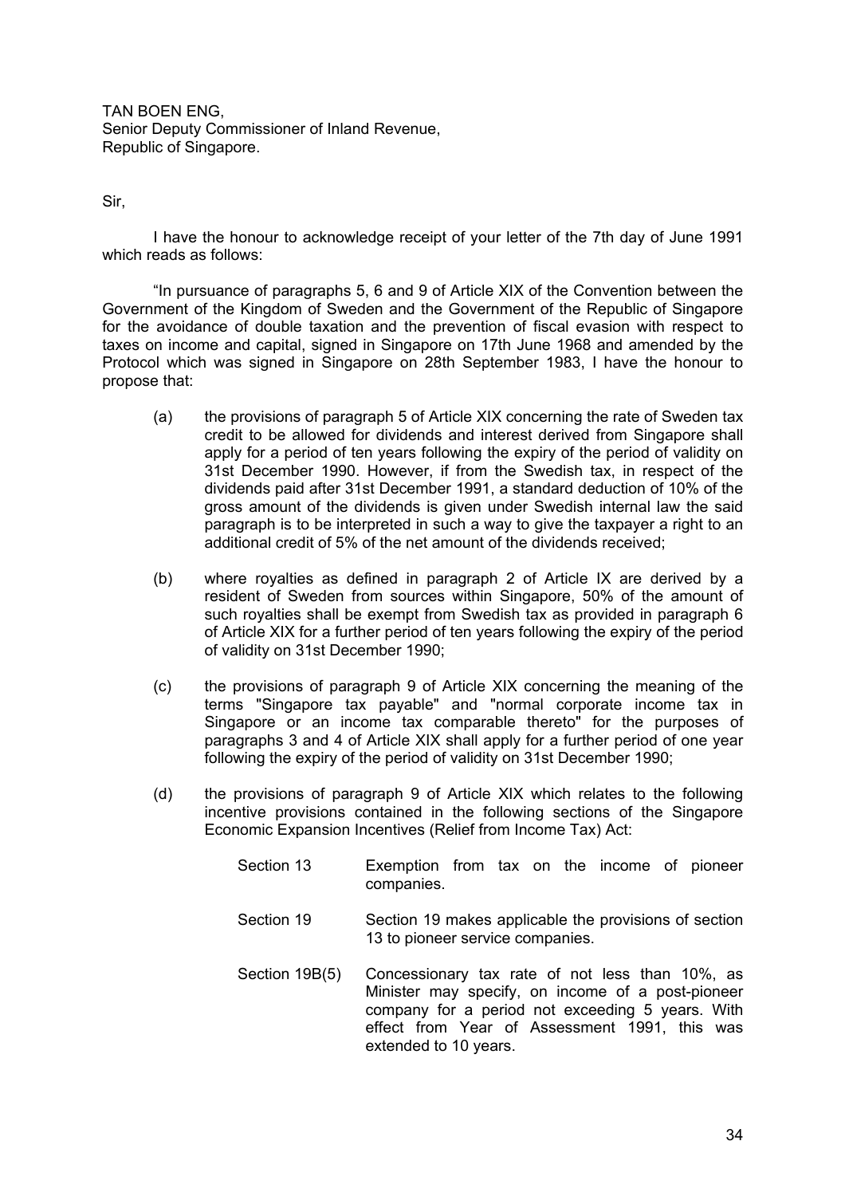TAN BOEN ENG,
Senior Deputy Commissioner of Inland Revenue,
Republic of Singapore.

Sir,

I have the honour to acknowledge receipt of your letter of the 7th day of June 1991 which reads as follows:

"In pursuance of paragraphs 5, 6 and 9 of Article XIX of the Convention between the Government of the Kingdom of Sweden and the Government of the Republic of Singapore for the avoidance of double taxation and the prevention of fiscal evasion with respect to taxes on income and capital, signed in Singapore on 17th June 1968 and amended by the Protocol which was signed in Singapore on 28th September 1983, I have the honour to propose that:

(a) the provisions of paragraph 5 of Article XIX concerning the rate of Sweden tax credit to be allowed for dividends and interest derived from Singapore shall apply for a period of ten years following the expiry of the period of validity on 31st December 1990. However, if from the Swedish tax, in respect of the dividends paid after 31st December 1991, a standard deduction of 10% of the gross amount of the dividends is given under Swedish internal law the said paragraph is to be interpreted in such a way to give the taxpayer a right to an additional credit of 5% of the net amount of the dividends received;

(b) where royalties as defined in paragraph 2 of Article IX are derived by a resident of Sweden from sources within Singapore, 50% of the amount of such royalties shall be exempt from Swedish tax as provided in paragraph 6 of Article XIX for a further period of ten years following the expiry of the period of validity on 31st December 1990;

(c) the provisions of paragraph 9 of Article XIX concerning the meaning of the terms "Singapore tax payable" and "normal corporate income tax in Singapore or an income tax comparable thereto" for the purposes of paragraphs 3 and 4 of Article XIX shall apply for a further period of one year following the expiry of the period of validity on 31st December 1990;

(d) the provisions of paragraph 9 of Article XIX which relates to the following incentive provisions contained in the following sections of the Singapore Economic Expansion Incentives (Relief from Income Tax) Act:

| | |
|---|---|
| Section 13 | Exemption from tax on the income of pioneer companies. |
| Section 19 | Section 19 makes applicable the provisions of section 13 to pioneer service companies. |
| Section 19B(5) | Concessionary tax rate of not less than 10%, as Minister may specify, on income of a post-pioneer company for a period not exceeding 5 years. With effect from Year of Assessment 1991, this was extended to 10 years. |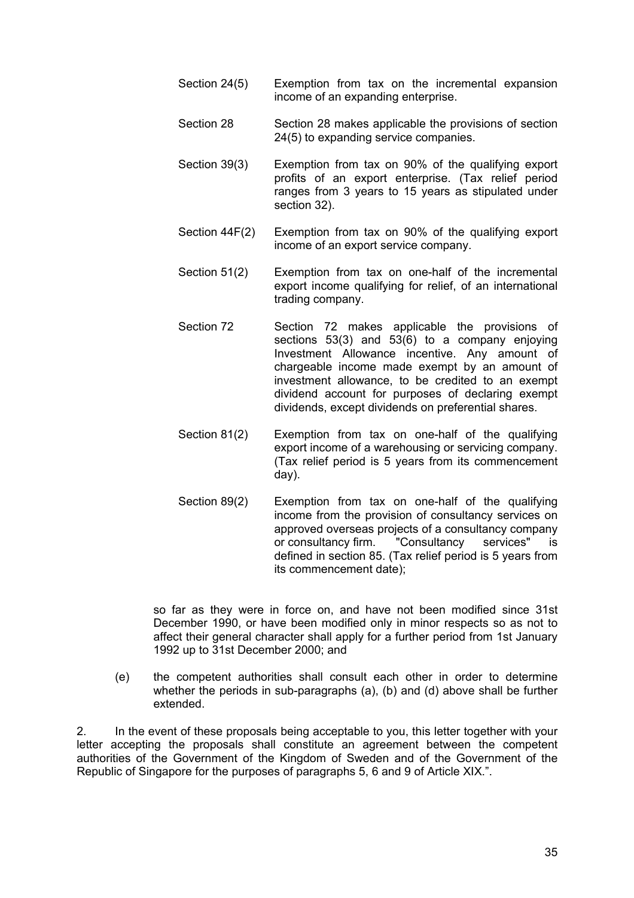| | |
|---|---|
| Section 24(5) | Exemption from tax on the incremental expansion income of an expanding enterprise. |
| Section 28 | Section 28 makes applicable the provisions of section 24(5) to expanding service companies. |
| Section 39(3) | Exemption from tax on 90% of the qualifying export profits of an export enterprise. (Tax relief period ranges from 3 years to 15 years as stipulated under section 32). |
| Section 44F(2) | Exemption from tax on 90% of the qualifying export income of an export service company. |
| Section 51(2) | Exemption from tax on one-half of the incremental export income qualifying for relief, of an international trading company. |
| Section 72 | Section 72 makes applicable the provisions of sections 53(3) and 53(6) to a company enjoying Investment Allowance incentive. Any amount of chargeable income made exempt by an amount of investment allowance, to be credited to an exempt dividend account for purposes of declaring exempt dividends, except dividends on preferential shares. |
| Section 81(2) | Exemption from tax on one-half of the qualifying export income of a warehousing or servicing company. (Tax relief period is 5 years from its commencement day). |
| Section 89(2) | Exemption from tax on one-half of the qualifying income from the provision of consultancy services on approved overseas projects of a consultancy company or consultancy firm. "Consultancy services" is defined in section 85. (Tax relief period is 5 years from its commencement date); |

so far as they were in force on, and have not been modified since 31st December 1990, or have been modified only in minor respects so as not to affect their general character shall apply for a further period from 1st January 1992 up to 31st December 2000; and

(e) the competent authorities shall consult each other in order to determine whether the periods in sub-paragraphs (a), (b) and (d) above shall be further extended.

2. In the event of these proposals being acceptable to you, this letter together with your letter accepting the proposals shall constitute an agreement between the competent authorities of the Government of the Kingdom of Sweden and of the Government of the Republic of Singapore for the purposes of paragraphs 5, 6 and 9 of Article XIX.".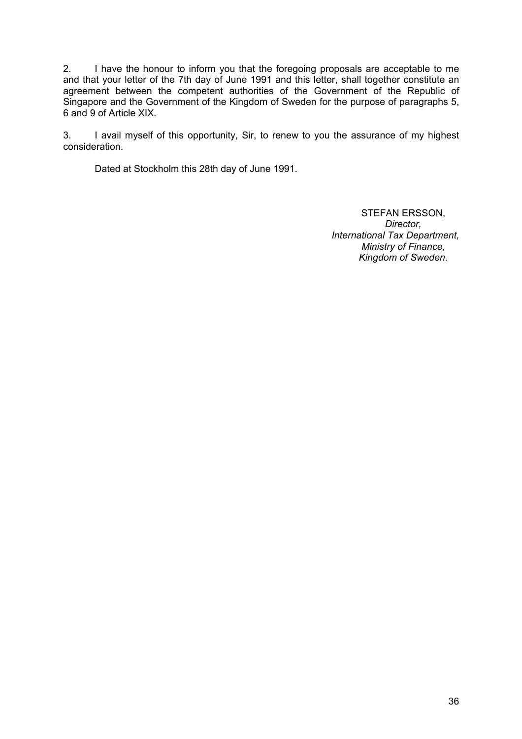2. I have the honour to inform you that the foregoing proposals are acceptable to me and that your letter of the 7th day of June 1991 and this letter, shall together constitute an agreement between the competent authorities of the Government of the Republic of Singapore and the Government of the Kingdom of Sweden for the purpose of paragraphs 5, 6 and 9 of Article XIX.

3. I avail myself of this opportunity, Sir, to renew to you the assurance of my highest consideration.

Dated at Stockholm this 28th day of June 1991.

STEFAN ERSSON,
*Director,*
*International Tax Department,*
*Ministry of Finance,*
*Kingdom of Sweden.*